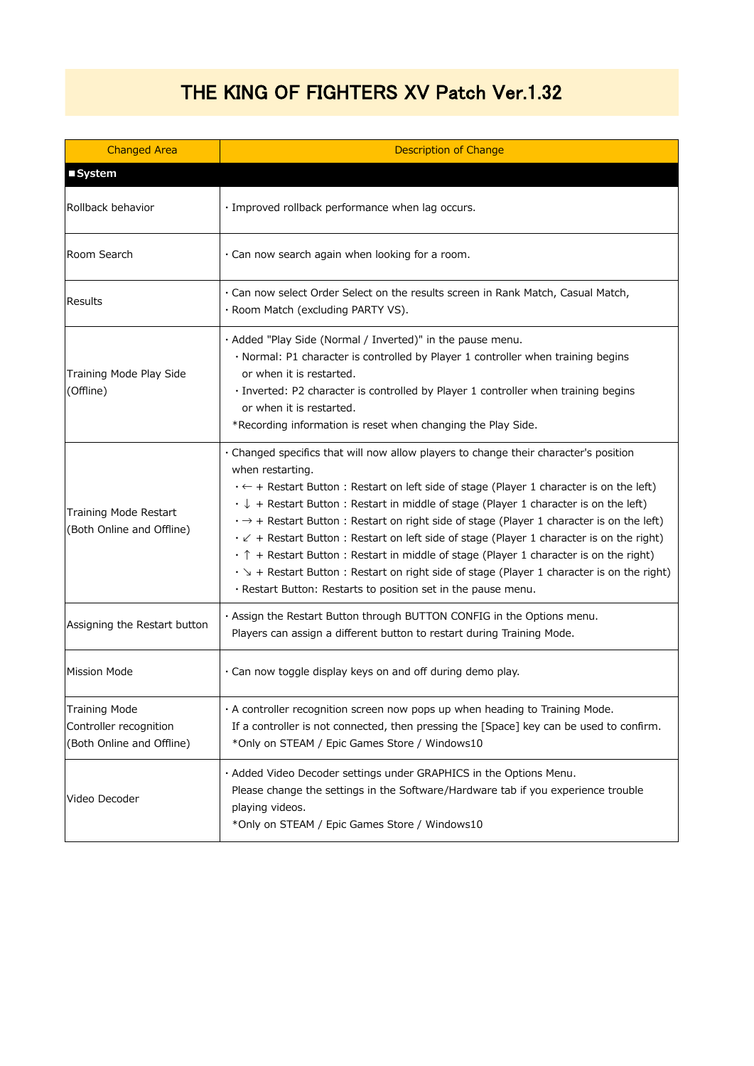# THE KING OF FIGHTERS XV Patch Ver.1.32

| Changed Area | Description of Change |
|---|---|
| **■System** | |
| Rollback behavior | ・Improved rollback performance when lag occurs. |
| Room Search | ・Can now search again when looking for a room. |
| Results | ・Can now select Order Select on the results screen in Rank Match, Casual Match,<br>・Room Match (excluding PARTY VS). |
| Training Mode Play Side<br>(Offline) | ・Added "Play Side (Normal / Inverted)" in the pause menu.<br>・Normal: P1 character is controlled by Player 1 controller when training begins or when it is restarted.<br>・Inverted: P2 character is controlled by Player 1 controller when training begins or when it is restarted.<br>*Recording information is reset when changing the Play Side. |
| Training Mode Restart<br>(Both Online and Offline) | ・Changed specifics that will now allow players to change their character's position when restarting.<br>・← + Restart Button : Restart on left side of stage (Player 1 character is on the left)<br>・↓ + Restart Button : Restart in middle of stage (Player 1 character is on the left)<br>・→ + Restart Button : Restart on right side of stage (Player 1 character is on the left)<br>・↙ + Restart Button : Restart on left side of stage (Player 1 character is on the right)<br>・↑ + Restart Button : Restart in middle of stage (Player 1 character is on the right)<br>・↘ + Restart Button : Restart on right side of stage (Player 1 character is on the right)<br>・Restart Button: Restarts to position set in the pause menu. |
| Assigning the Restart button | ・Assign the Restart Button through BUTTON CONFIG in the Options menu.<br>Players can assign a different button to restart during Training Mode. |
| Mission Mode | ・Can now toggle display keys on and off during demo play. |
| Training Mode<br>Controller recognition<br>(Both Online and Offline) | ・A controller recognition screen now pops up when heading to Training Mode.<br>If a controller is not connected, then pressing the [Space] key can be used to confirm.<br>*Only on STEAM / Epic Games Store / Windows10 |
| Video Decoder | ・Added Video Decoder settings under GRAPHICS in the Options Menu.<br>Please change the settings in the Software/Hardware tab if you experience trouble playing videos.<br>*Only on STEAM / Epic Games Store / Windows10 |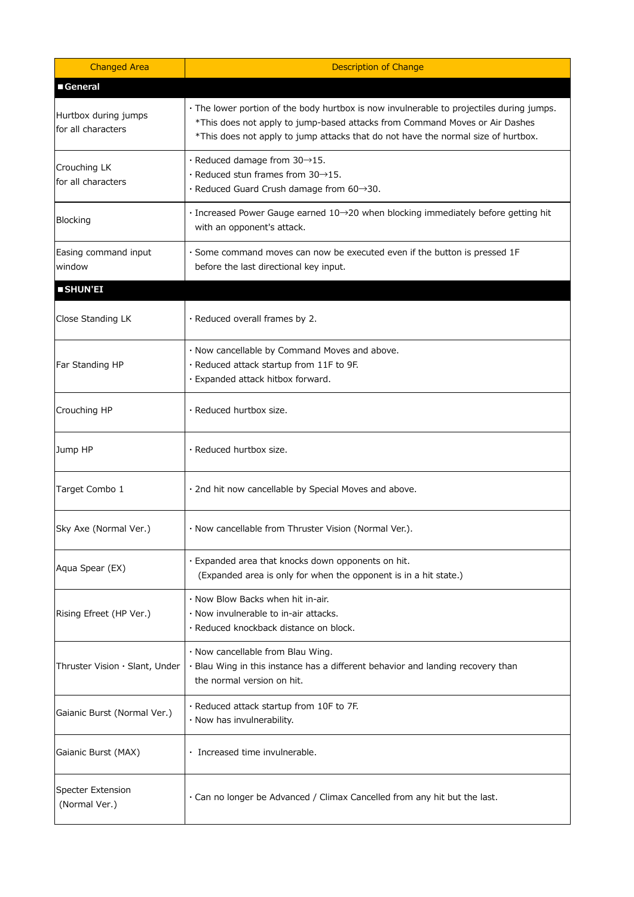| Changed Area | Description of Change |
|---|---|
| **■General** | |
| Hurtbox during jumps for all characters | · The lower portion of the body hurtbox is now invulnerable to projectiles during jumps.<br>*This does not apply to jump-based attacks from Command Moves or Air Dashes<br>*This does not apply to jump attacks that do not have the normal size of hurtbox. |
| Crouching LK for all characters | · Reduced damage from 30→15.<br>· Reduced stun frames from 30→15.<br>· Reduced Guard Crush damage from 60→30. |
| Blocking | · Increased Power Gauge earned 10→20 when blocking immediately before getting hit with an opponent's attack. |
| Easing command input window | · Some command moves can now be executed even if the button is pressed 1F before the last directional key input. |
| **■SHUN'EI** | |
| Close Standing LK | · Reduced overall frames by 2. |
| Far Standing HP | · Now cancellable by Command Moves and above.<br>· Reduced attack startup from 11F to 9F.<br>· Expanded attack hitbox forward. |
| Crouching HP | · Reduced hurtbox size. |
| Jump HP | · Reduced hurtbox size. |
| Target Combo 1 | · 2nd hit now cancellable by Special Moves and above. |
| Sky Axe (Normal Ver.) | · Now cancellable from Thruster Vision (Normal Ver.). |
| Aqua Spear (EX) | · Expanded area that knocks down opponents on hit.<br>(Expanded area is only for when the opponent is in a hit state.) |
| Rising Efreet (HP Ver.) | · Now Blow Backs when hit in-air.<br>· Now invulnerable to in-air attacks.<br>· Reduced knockback distance on block. |
| Thruster Vision · Slant, Under | · Now cancellable from Blau Wing.<br>· Blau Wing in this instance has a different behavior and landing recovery than the normal version on hit. |
| Gaianic Burst (Normal Ver.) | · Reduced attack startup from 10F to 7F.<br>· Now has invulnerability. |
| Gaianic Burst (MAX) | · Increased time invulnerable. |
| Specter Extension (Normal Ver.) | · Can no longer be Advanced / Climax Cancelled from any hit but the last. |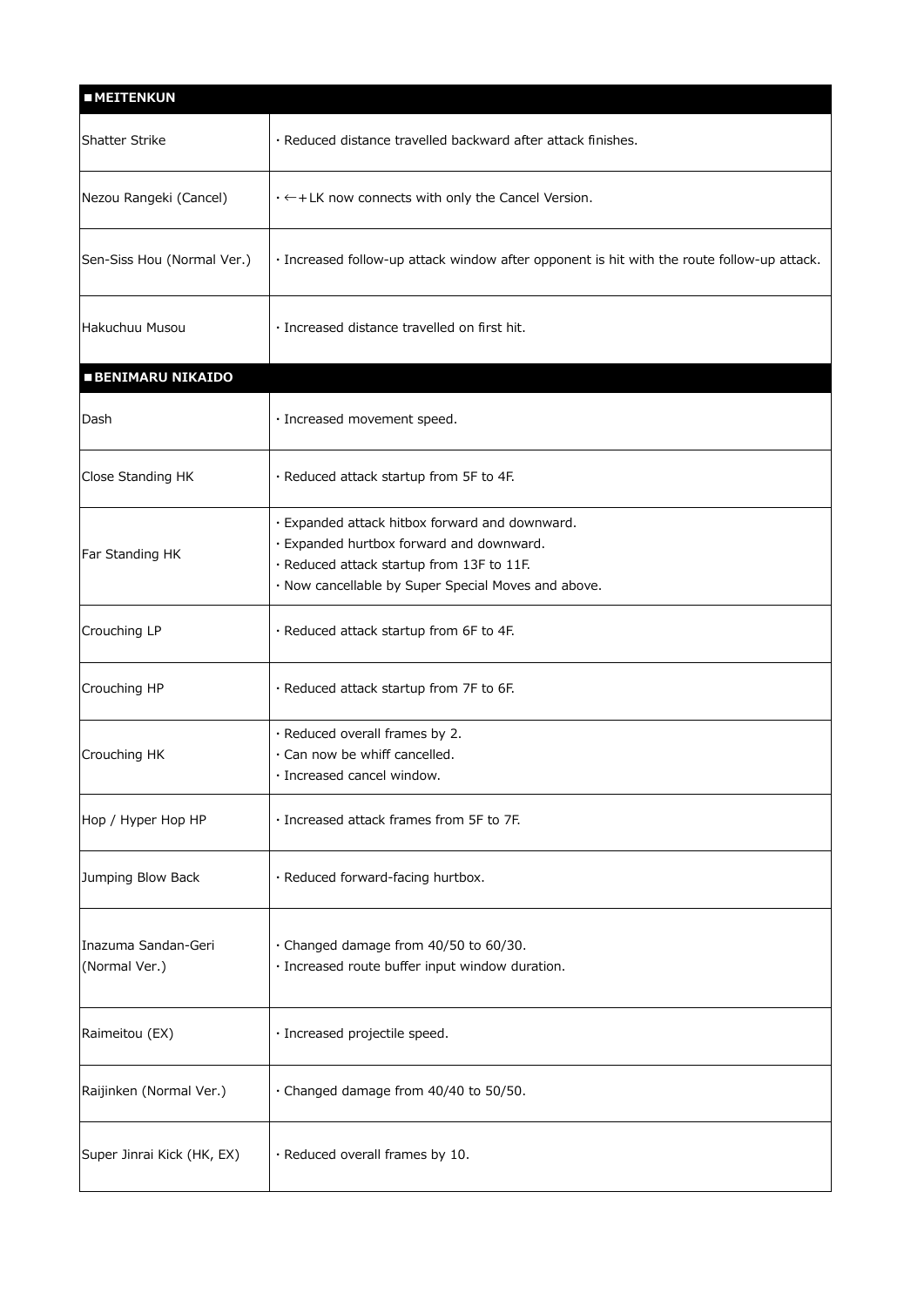| ■MEITENKUN | |
|---|---|
| Shatter Strike | · Reduced distance travelled backward after attack finishes. |
| Nezou Rangeki (Cancel) | · ←+LK now connects with only the Cancel Version. |
| Sen-Siss Hou (Normal Ver.) | · Increased follow-up attack window after opponent is hit with the route follow-up attack. |
| Hakuchuu Musou | · Increased distance travelled on first hit. |

| ■BENIMARU NIKAIDO | |
|---|---|
| Dash | · Increased movement speed. |
| Close Standing HK | · Reduced attack startup from 5F to 4F. |
| Far Standing HK | · Expanded attack hitbox forward and downward.<br>· Expanded hurtbox forward and downward.<br>· Reduced attack startup from 13F to 11F.<br>· Now cancellable by Super Special Moves and above. |
| Crouching LP | · Reduced attack startup from 6F to 4F. |
| Crouching HP | · Reduced attack startup from 7F to 6F. |
| Crouching HK | · Reduced overall frames by 2.<br>· Can now be whiff cancelled.<br>· Increased cancel window. |
| Hop / Hyper Hop HP | · Increased attack frames from 5F to 7F. |
| Jumping Blow Back | · Reduced forward-facing hurtbox. |
| Inazuma Sandan-Geri (Normal Ver.) | · Changed damage from 40/50 to 60/30.<br>· Increased route buffer input window duration. |
| Raimeitou (EX) | · Increased projectile speed. |
| Raijinken (Normal Ver.) | · Changed damage from 40/40 to 50/50. |
| Super Jinrai Kick (HK, EX) | · Reduced overall frames by 10. |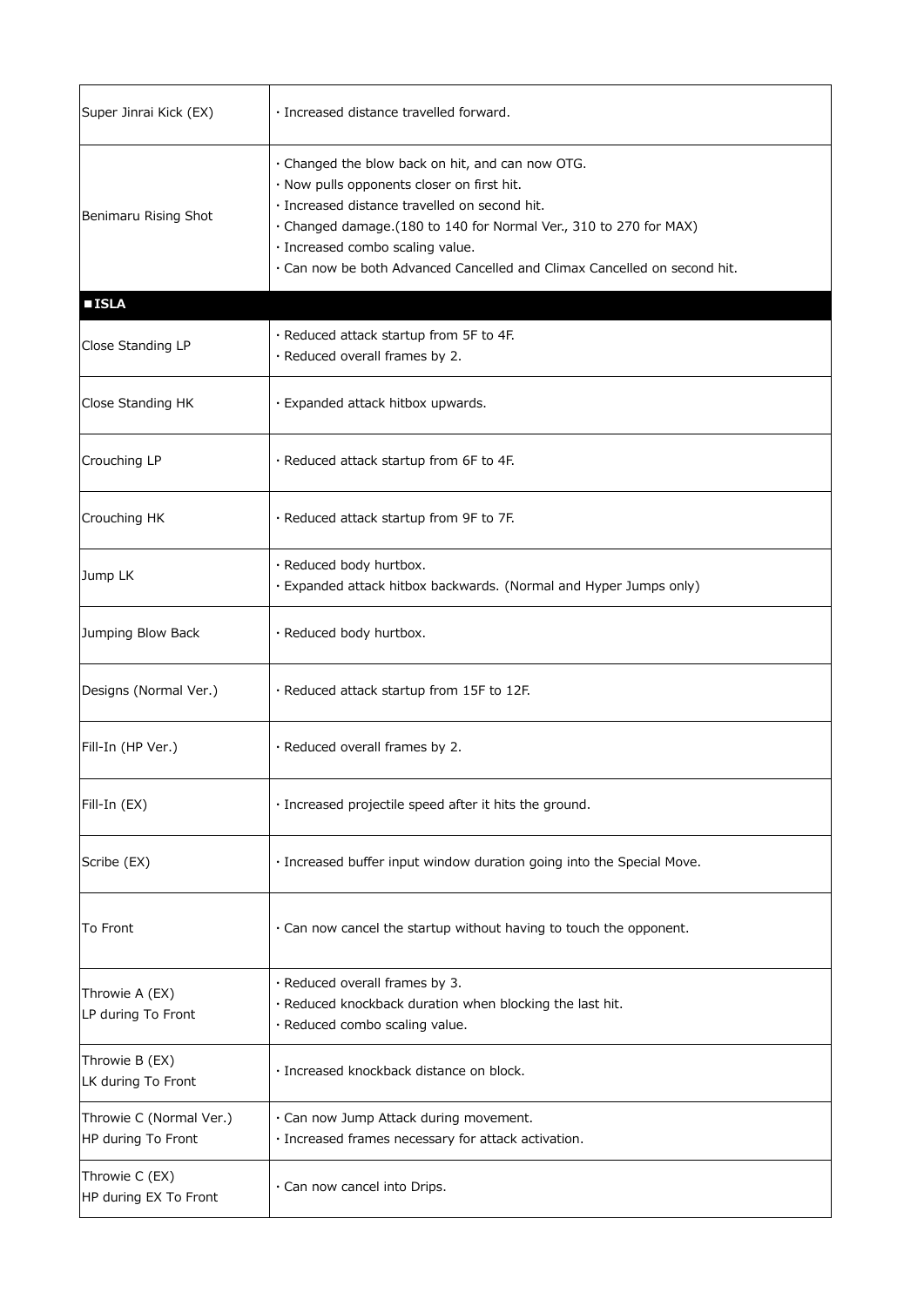| | |
|---|---|
| Super Jinrai Kick (EX) | · Increased distance travelled forward. |
| Benimaru Rising Shot | · Changed the blow back on hit, and can now OTG.<br>· Now pulls opponents closer on first hit.<br>· Increased distance travelled on second hit.<br>· Changed damage.(180 to 140 for Normal Ver., 310 to 270 for MAX)<br>· Increased combo scaling value.<br>· Can now be both Advanced Cancelled and Climax Cancelled on second hit. |
| **■ISLA** | |
| Close Standing LP | · Reduced attack startup from 5F to 4F.<br>· Reduced overall frames by 2. |
| Close Standing HK | · Expanded attack hitbox upwards. |
| Crouching LP | · Reduced attack startup from 6F to 4F. |
| Crouching HK | · Reduced attack startup from 9F to 7F. |
| Jump LK | · Reduced body hurtbox.<br>· Expanded attack hitbox backwards. (Normal and Hyper Jumps only) |
| Jumping Blow Back | · Reduced body hurtbox. |
| Designs (Normal Ver.) | · Reduced attack startup from 15F to 12F. |
| Fill-In (HP Ver.) | · Reduced overall frames by 2. |
| Fill-In (EX) | · Increased projectile speed after it hits the ground. |
| Scribe (EX) | · Increased buffer input window duration going into the Special Move. |
| To Front | · Can now cancel the startup without having to touch the opponent. |
| Throwie A (EX)<br>LP during To Front | · Reduced overall frames by 3.<br>· Reduced knockback duration when blocking the last hit.<br>· Reduced combo scaling value. |
| Throwie B (EX)<br>LK during To Front | · Increased knockback distance on block. |
| Throwie C (Normal Ver.)<br>HP during To Front | · Can now Jump Attack during movement.<br>· Increased frames necessary for attack activation. |
| Throwie C (EX)<br>HP during EX To Front | · Can now cancel into Drips. |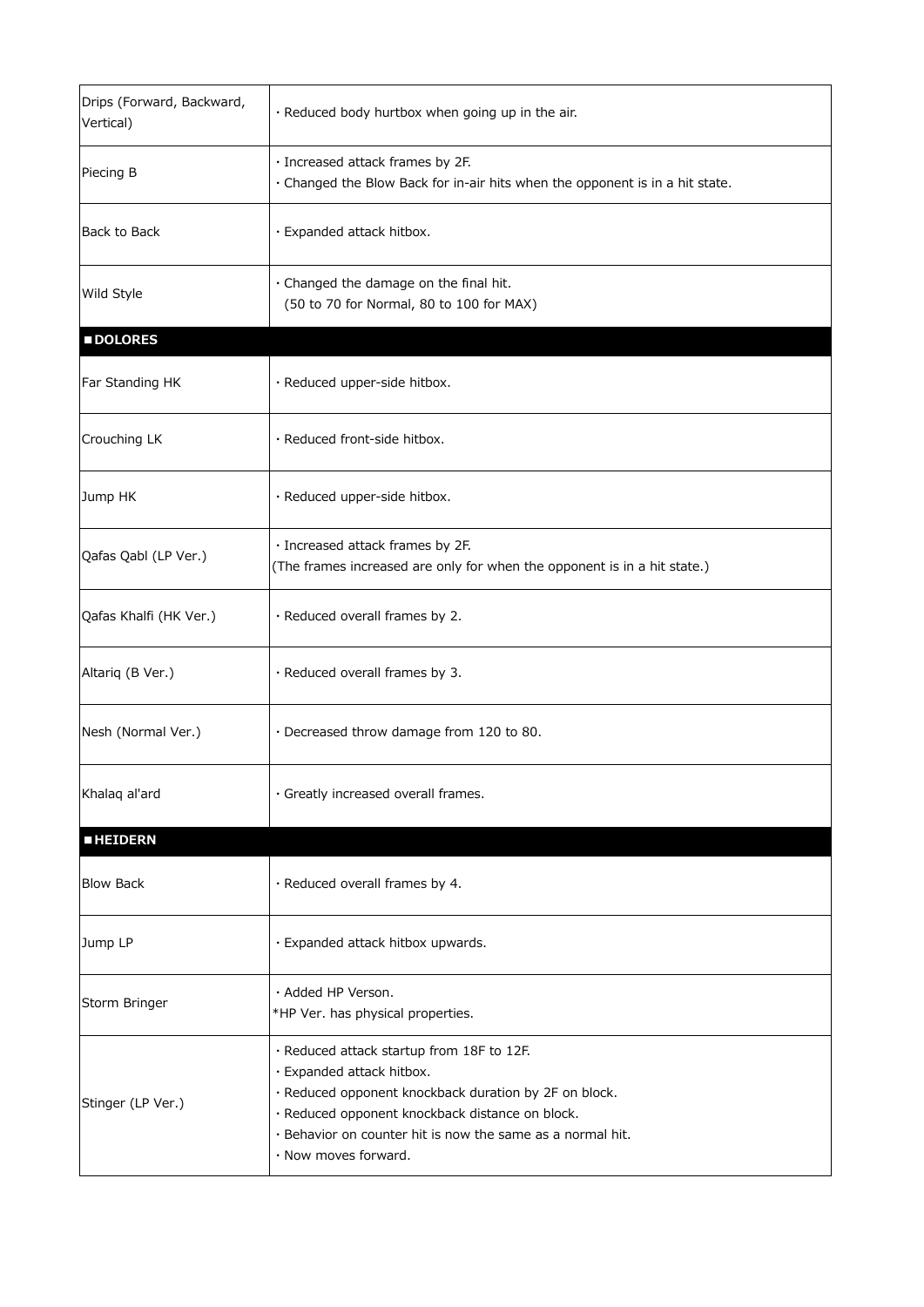| | |
|---|---|
| Drips (Forward, Backward, Vertical) | · Reduced body hurtbox when going up in the air. |
| Piecing B | · Increased attack frames by 2F.<br>· Changed the Blow Back for in-air hits when the opponent is in a hit state. |
| Back to Back | · Expanded attack hitbox. |
| Wild Style | · Changed the damage on the final hit.<br>(50 to 70 for Normal, 80 to 100 for MAX) |
| **■DOLORES** | |
| Far Standing HK | · Reduced upper-side hitbox. |
| Crouching LK | · Reduced front-side hitbox. |
| Jump HK | · Reduced upper-side hitbox. |
| Qafas Qabl (LP Ver.) | · Increased attack frames by 2F.<br>(The frames increased are only for when the opponent is in a hit state.) |
| Qafas Khalfi (HK Ver.) | · Reduced overall frames by 2. |
| Altariq (B Ver.) | · Reduced overall frames by 3. |
| Nesh (Normal Ver.) | · Decreased throw damage from 120 to 80. |
| Khalaq al'ard | · Greatly increased overall frames. |
| **■HEIDERN** | |
| Blow Back | · Reduced overall frames by 4. |
| Jump LP | · Expanded attack hitbox upwards. |
| Storm Bringer | · Added HP Verson.<br>*HP Ver. has physical properties. |
| Stinger (LP Ver.) | · Reduced attack startup from 18F to 12F.<br>· Expanded attack hitbox.<br>· Reduced opponent knockback duration by 2F on block.<br>· Reduced opponent knockback distance on block.<br>· Behavior on counter hit is now the same as a normal hit.<br>· Now moves forward. |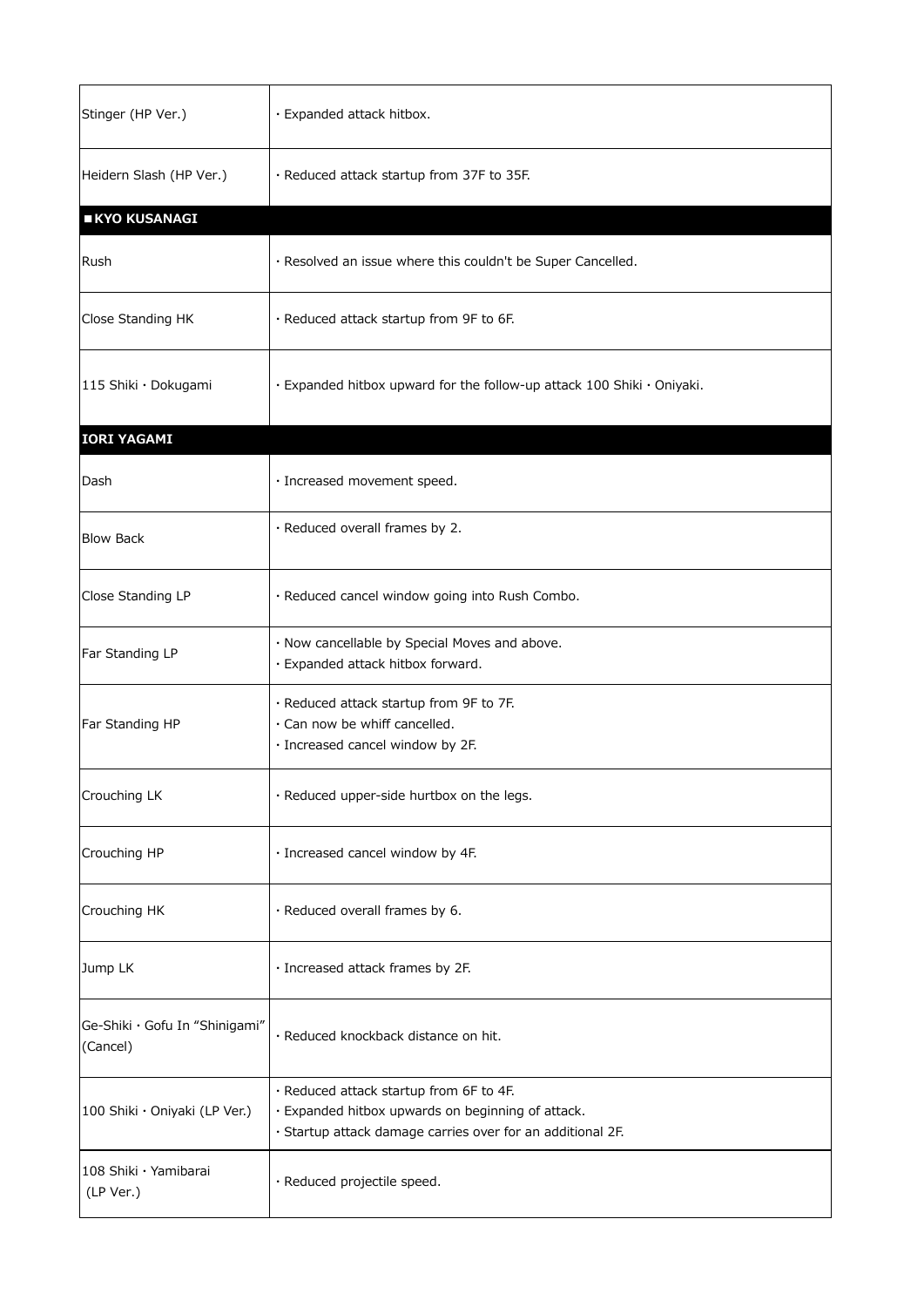| | |
|---|---|
| Stinger (HP Ver.) | · Expanded attack hitbox. |
| Heidern Slash (HP Ver.) | · Reduced attack startup from 37F to 35F. |
| **■KYO KUSANAGI** | |
| Rush | · Resolved an issue where this couldn't be Super Cancelled. |
| Close Standing HK | · Reduced attack startup from 9F to 6F. |
| 115 Shiki・Dokugami | · Expanded hitbox upward for the follow-up attack 100 Shiki・Oniyaki. |
| **IORI YAGAMI** | |
| Dash | · Increased movement speed. |
| Blow Back | · Reduced overall frames by 2. |
| Close Standing LP | · Reduced cancel window going into Rush Combo. |
| Far Standing LP | · Now cancellable by Special Moves and above.<br>· Expanded attack hitbox forward. |
| Far Standing HP | · Reduced attack startup from 9F to 7F.<br>· Can now be whiff cancelled.<br>· Increased cancel window by 2F. |
| Crouching LK | · Reduced upper-side hurtbox on the legs. |
| Crouching HP | · Increased cancel window by 4F. |
| Crouching HK | · Reduced overall frames by 6. |
| Jump LK | · Increased attack frames by 2F. |
| Ge-Shiki・Gofu In "Shinigami" (Cancel) | · Reduced knockback distance on hit. |
| 100 Shiki・Oniyaki (LP Ver.) | · Reduced attack startup from 6F to 4F.<br>· Expanded hitbox upwards on beginning of attack.<br>· Startup attack damage carries over for an additional 2F. |
| 108 Shiki・Yamibarai (LP Ver.) | · Reduced projectile speed. |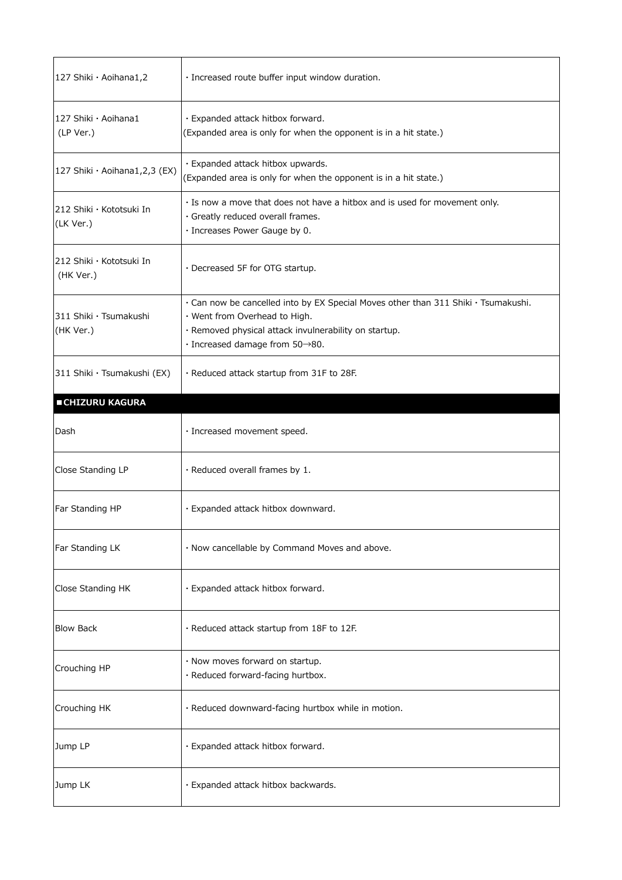| | |
|---|---|
| 127 Shiki・Aoihana1,2 | ・Increased route buffer input window duration. |
| 127 Shiki・Aoihana1 (LP Ver.) | ・Expanded attack hitbox forward.<br>(Expanded area is only for when the opponent is in a hit state.) |
| 127 Shiki・Aoihana1,2,3 (EX) | ・Expanded attack hitbox upwards.<br>(Expanded area is only for when the opponent is in a hit state.) |
| 212 Shiki・Kototsuki In (LK Ver.) | ・Is now a move that does not have a hitbox and is used for movement only.<br>・Greatly reduced overall frames.<br>・Increases Power Gauge by 0. |
| 212 Shiki・Kototsuki In (HK Ver.) | ・Decreased 5F for OTG startup. |
| 311 Shiki・Tsumakushi (HK Ver.) | ・Can now be cancelled into by EX Special Moves other than 311 Shiki・Tsumakushi.<br>・Went from Overhead to High.<br>・Removed physical attack invulnerability on startup.<br>・Increased damage from 50→80. |
| 311 Shiki・Tsumakushi (EX) | ・Reduced attack startup from 31F to 28F. |
| **■CHIZURU KAGURA** | |
| Dash | ・Increased movement speed. |
| Close Standing LP | ・Reduced overall frames by 1. |
| Far Standing HP | ・Expanded attack hitbox downward. |
| Far Standing LK | ・Now cancellable by Command Moves and above. |
| Close Standing HK | ・Expanded attack hitbox forward. |
| Blow Back | ・Reduced attack startup from 18F to 12F. |
| Crouching HP | ・Now moves forward on startup.<br>・Reduced forward-facing hurtbox. |
| Crouching HK | ・Reduced downward-facing hurtbox while in motion. |
| Jump LP | ・Expanded attack hitbox forward. |
| Jump LK | ・Expanded attack hitbox backwards. |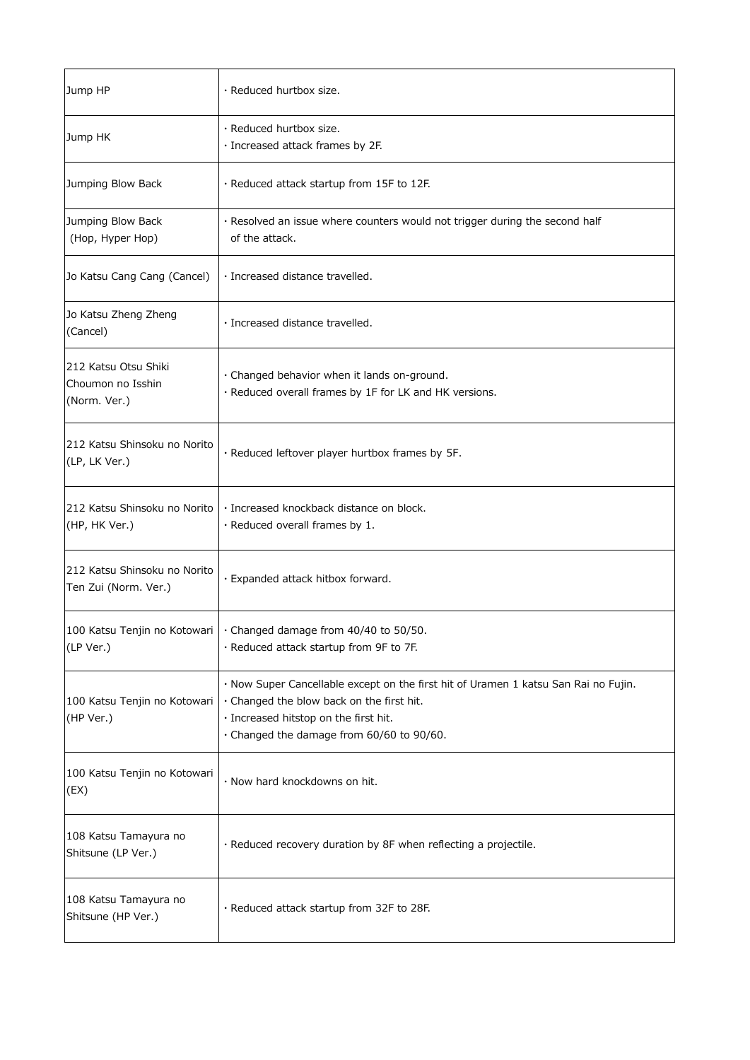| | |
|---|---|
| Jump HP | · Reduced hurtbox size. |
| Jump HK | · Reduced hurtbox size.<br>· Increased attack frames by 2F. |
| Jumping Blow Back | · Reduced attack startup from 15F to 12F. |
| Jumping Blow Back (Hop, Hyper Hop) | · Resolved an issue where counters would not trigger during the second half of the attack. |
| Jo Katsu Cang Cang (Cancel) | · Increased distance travelled. |
| Jo Katsu Zheng Zheng (Cancel) | · Increased distance travelled. |
| 212 Katsu Otsu Shiki Choumon no Isshin (Norm. Ver.) | · Changed behavior when it lands on-ground.<br>· Reduced overall frames by 1F for LK and HK versions. |
| 212 Katsu Shinsoku no Norito (LP, LK Ver.) | · Reduced leftover player hurtbox frames by 5F. |
| 212 Katsu Shinsoku no Norito (HP, HK Ver.) | · Increased knockback distance on block.<br>· Reduced overall frames by 1. |
| 212 Katsu Shinsoku no Norito Ten Zui (Norm. Ver.) | · Expanded attack hitbox forward. |
| 100 Katsu Tenjin no Kotowari (LP Ver.) | · Changed damage from 40/40 to 50/50.<br>· Reduced attack startup from 9F to 7F. |
| 100 Katsu Tenjin no Kotowari (HP Ver.) | · Now Super Cancellable except on the first hit of Uramen 1 katsu San Rai no Fujin.<br>· Changed the blow back on the first hit.<br>· Increased hitstop on the first hit.<br>· Changed the damage from 60/60 to 90/60. |
| 100 Katsu Tenjin no Kotowari (EX) | · Now hard knockdowns on hit. |
| 108 Katsu Tamayura no Shitsune (LP Ver.) | · Reduced recovery duration by 8F when reflecting a projectile. |
| 108 Katsu Tamayura no Shitsune (HP Ver.) | · Reduced attack startup from 32F to 28F. |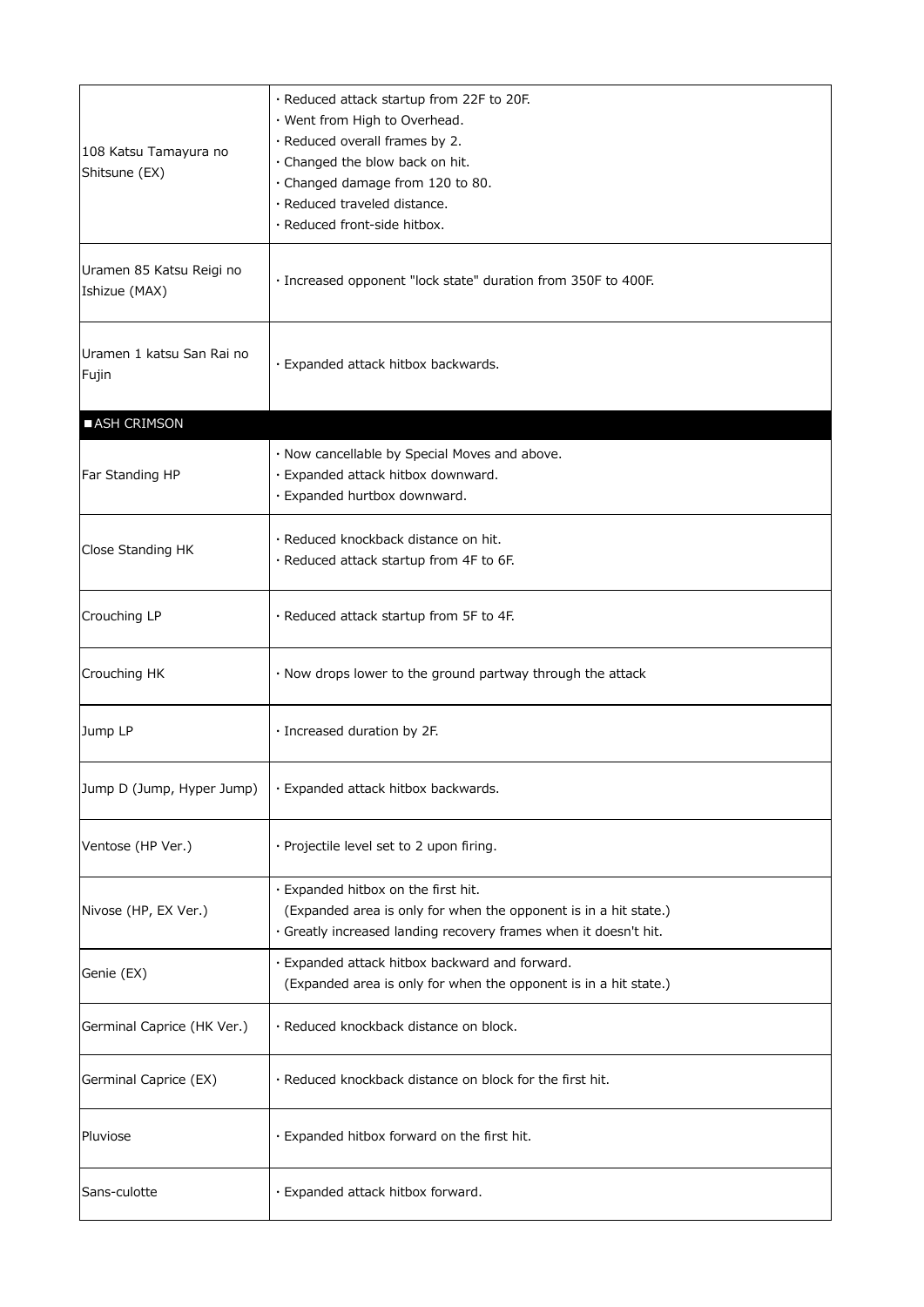| | |
|---|---|
| 108 Katsu Tamayura no Shitsune (EX) | · Reduced attack startup from 22F to 20F.<br>· Went from High to Overhead.<br>· Reduced overall frames by 2.<br>· Changed the blow back on hit.<br>· Changed damage from 120 to 80.<br>· Reduced traveled distance.<br>· Reduced front-side hitbox. |
| Uramen 85 Katsu Reigi no Ishizue (MAX) | · Increased opponent "lock state" duration from 350F to 400F. |
| Uramen 1 katsu San Rai no Fujin | · Expanded attack hitbox backwards. |

| ■ASH CRIMSON | |
|---|---|
| Far Standing HP | · Now cancellable by Special Moves and above.<br>· Expanded attack hitbox downward.<br>· Expanded hurtbox downward. |
| Close Standing HK | · Reduced knockback distance on hit.<br>· Reduced attack startup from 4F to 6F. |
| Crouching LP | · Reduced attack startup from 5F to 4F. |
| Crouching HK | · Now drops lower to the ground partway through the attack |
| Jump LP | · Increased duration by 2F. |
| Jump D (Jump, Hyper Jump) | · Expanded attack hitbox backwards. |
| Ventose (HP Ver.) | · Projectile level set to 2 upon firing. |
| Nivose (HP, EX Ver.) | · Expanded hitbox on the first hit.<br>(Expanded area is only for when the opponent is in a hit state.)<br>· Greatly increased landing recovery frames when it doesn't hit. |
| Genie (EX) | · Expanded attack hitbox backward and forward.<br>(Expanded area is only for when the opponent is in a hit state.) |
| Germinal Caprice (HK Ver.) | · Reduced knockback distance on block. |
| Germinal Caprice (EX) | · Reduced knockback distance on block for the first hit. |
| Pluviose | · Expanded hitbox forward on the first hit. |
| Sans-culotte | · Expanded attack hitbox forward. |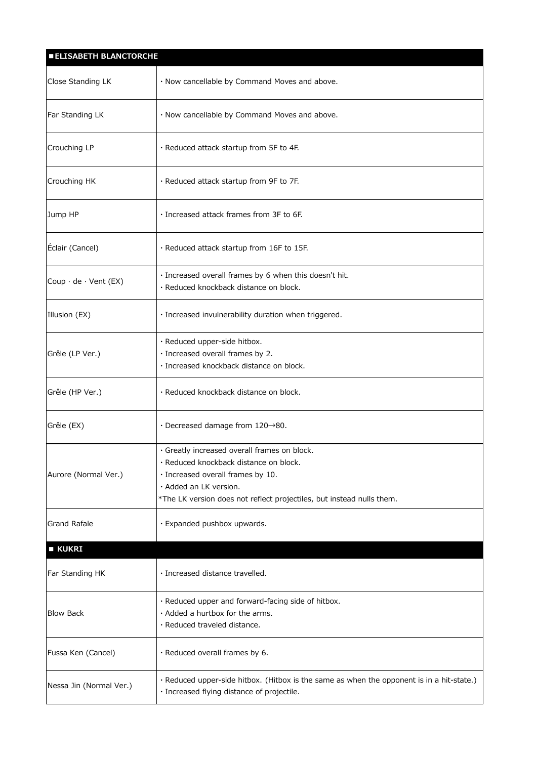| ■ELISABETH BLANCTORCHE | |
|---|---|
| Close Standing LK | · Now cancellable by Command Moves and above. |
| Far Standing LK | · Now cancellable by Command Moves and above. |
| Crouching LP | · Reduced attack startup from 5F to 4F. |
| Crouching HK | · Reduced attack startup from 9F to 7F. |
| Jump HP | · Increased attack frames from 3F to 6F. |
| Éclair (Cancel) | · Reduced attack startup from 16F to 15F. |
| Coup · de · Vent (EX) | · Increased overall frames by 6 when this doesn't hit.<br>· Reduced knockback distance on block. |
| Illusion (EX) | · Increased invulnerability duration when triggered. |
| Grêle (LP Ver.) | · Reduced upper-side hitbox.<br>· Increased overall frames by 2.<br>· Increased knockback distance on block. |
| Grêle (HP Ver.) | · Reduced knockback distance on block. |
| Grêle (EX) | · Decreased damage from 120→80. |
| Aurore (Normal Ver.) | · Greatly increased overall frames on block.<br>· Reduced knockback distance on block.<br>· Increased overall frames by 10.<br>· Added an LK version.<br>*The LK version does not reflect projectiles, but instead nulls them. |
| Grand Rafale | · Expanded pushbox upwards. |

| ■ KUKRI | |
|---|---|
| Far Standing HK | · Increased distance travelled. |
| Blow Back | · Reduced upper and forward-facing side of hitbox.<br>· Added a hurtbox for the arms.<br>· Reduced traveled distance. |
| Fussa Ken (Cancel) | · Reduced overall frames by 6. |
| Nessa Jin (Normal Ver.) | · Reduced upper-side hitbox. (Hitbox is the same as when the opponent is in a hit-state.)<br>· Increased flying distance of projectile. |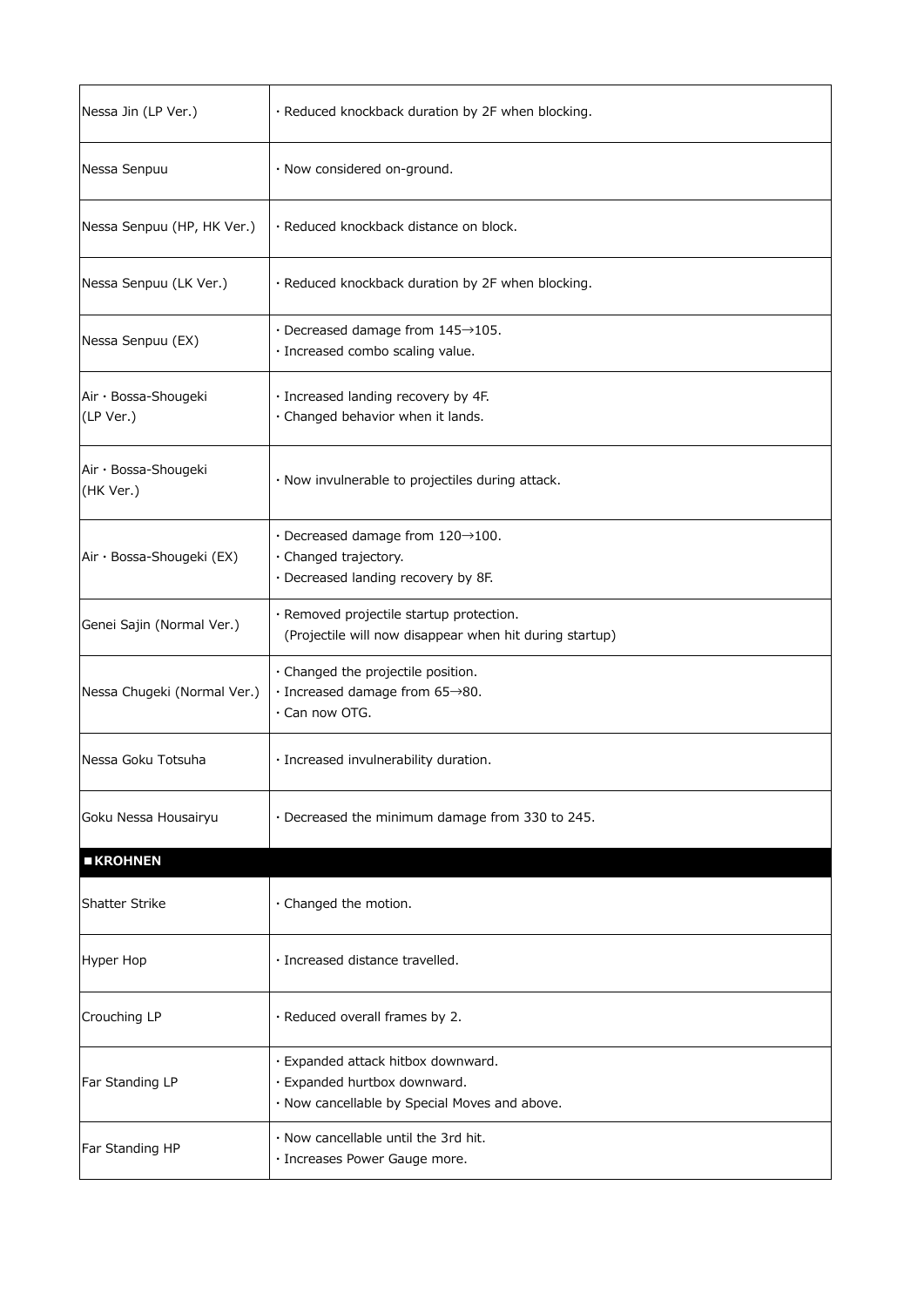| | |
|---|---|
| Nessa Jin (LP Ver.) | ・Reduced knockback duration by 2F when blocking. |
| Nessa Senpuu | ・Now considered on-ground. |
| Nessa Senpuu (HP, HK Ver.) | ・Reduced knockback distance on block. |
| Nessa Senpuu (LK Ver.) | ・Reduced knockback duration by 2F when blocking. |
| Nessa Senpuu (EX) | ・Decreased damage from 145→105.<br>・Increased combo scaling value. |
| Air・Bossa-Shougeki (LP Ver.) | ・Increased landing recovery by 4F.<br>・Changed behavior when it lands. |
| Air・Bossa-Shougeki (HK Ver.) | ・Now invulnerable to projectiles during attack. |
| Air・Bossa-Shougeki (EX) | ・Decreased damage from 120→100.<br>・Changed trajectory.<br>・Decreased landing recovery by 8F. |
| Genei Sajin (Normal Ver.) | ・Removed projectile startup protection.<br>(Projectile will now disappear when hit during startup) |
| Nessa Chugeki (Normal Ver.) | ・Changed the projectile position.<br>・Increased damage from 65→80.<br>・Can now OTG. |
| Nessa Goku Totsuha | ・Increased invulnerability duration. |
| Goku Nessa Housairyu | ・Decreased the minimum damage from 330 to 245. |

**■KROHNEN**

| | |
|---|---|
| Shatter Strike | ・Changed the motion. |
| Hyper Hop | ・Increased distance travelled. |
| Crouching LP | ・Reduced overall frames by 2. |
| Far Standing LP | ・Expanded attack hitbox downward.<br>・Expanded hurtbox downward.<br>・Now cancellable by Special Moves and above. |
| Far Standing HP | ・Now cancellable until the 3rd hit.<br>・Increases Power Gauge more. |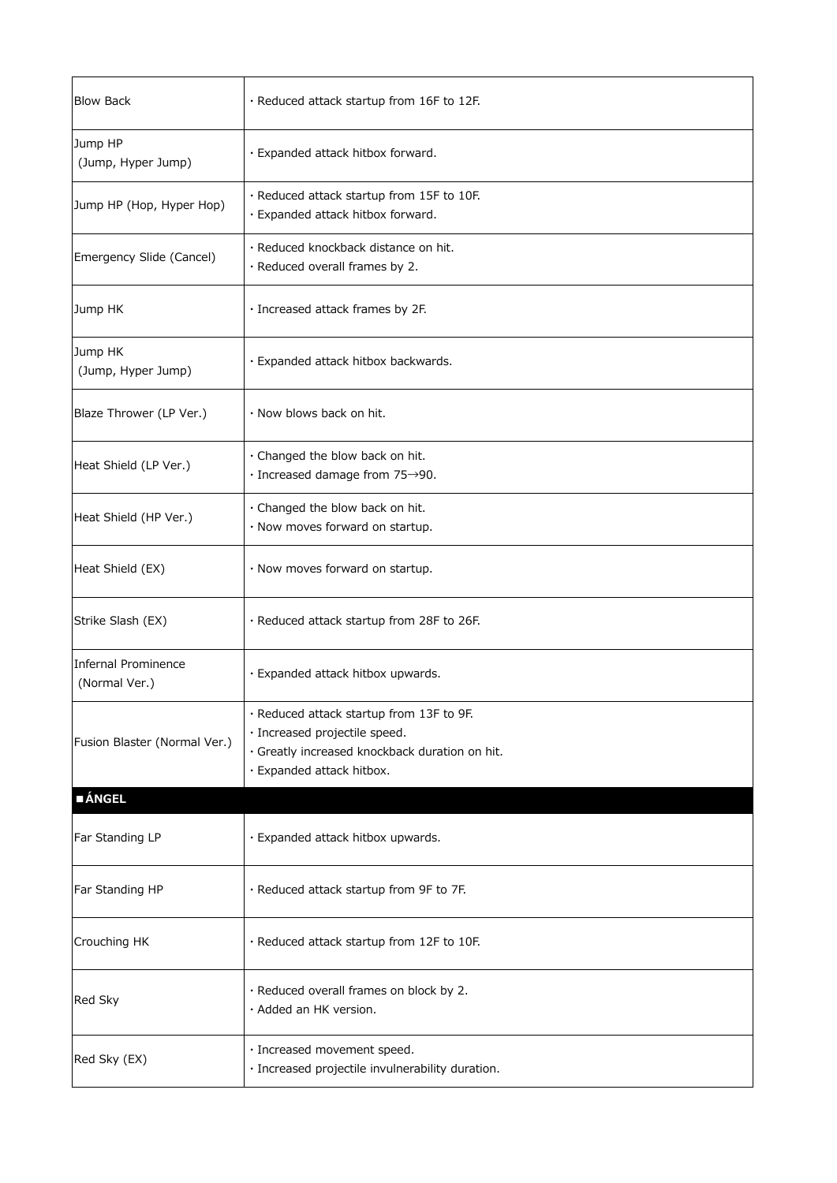| | |
|---|---|
| Blow Back | · Reduced attack startup from 16F to 12F. |
| Jump HP (Jump, Hyper Jump) | · Expanded attack hitbox forward. |
| Jump HP (Hop, Hyper Hop) | · Reduced attack startup from 15F to 10F.<br>· Expanded attack hitbox forward. |
| Emergency Slide (Cancel) | · Reduced knockback distance on hit.<br>· Reduced overall frames by 2. |
| Jump HK | · Increased attack frames by 2F. |
| Jump HK (Jump, Hyper Jump) | · Expanded attack hitbox backwards. |
| Blaze Thrower (LP Ver.) | · Now blows back on hit. |
| Heat Shield (LP Ver.) | · Changed the blow back on hit.<br>· Increased damage from 75→90. |
| Heat Shield (HP Ver.) | · Changed the blow back on hit.<br>· Now moves forward on startup. |
| Heat Shield (EX) | · Now moves forward on startup. |
| Strike Slash (EX) | · Reduced attack startup from 28F to 26F. |
| Infernal Prominence (Normal Ver.) | · Expanded attack hitbox upwards. |
| Fusion Blaster (Normal Ver.) | · Reduced attack startup from 13F to 9F.<br>· Increased projectile speed.<br>· Greatly increased knockback duration on hit.<br>· Expanded attack hitbox. |
| **■ÁNGEL** | |
| Far Standing LP | · Expanded attack hitbox upwards. |
| Far Standing HP | · Reduced attack startup from 9F to 7F. |
| Crouching HK | · Reduced attack startup from 12F to 10F. |
| Red Sky | · Reduced overall frames on block by 2.<br>· Added an HK version. |
| Red Sky (EX) | · Increased movement speed.<br>· Increased projectile invulnerability duration. |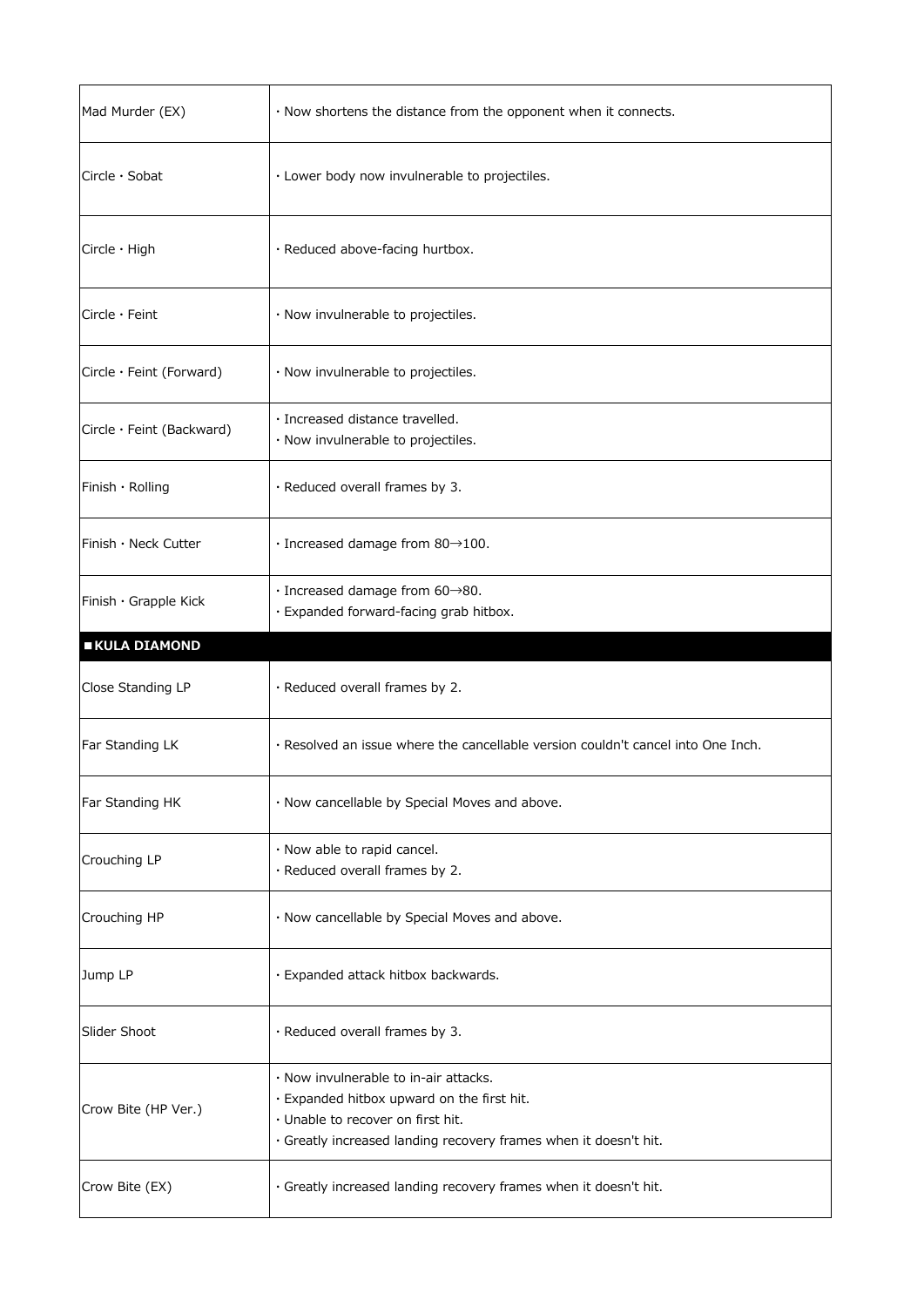| | |
|---|---|
| Mad Murder (EX) | · Now shortens the distance from the opponent when it connects. |
| Circle · Sobat | · Lower body now invulnerable to projectiles. |
| Circle · High | · Reduced above-facing hurtbox. |
| Circle · Feint | · Now invulnerable to projectiles. |
| Circle · Feint (Forward) | · Now invulnerable to projectiles. |
| Circle · Feint (Backward) | · Increased distance travelled.<br>· Now invulnerable to projectiles. |
| Finish · Rolling | · Reduced overall frames by 3. |
| Finish · Neck Cutter | · Increased damage from 80→100. |
| Finish · Grapple Kick | · Increased damage from 60→80.<br>· Expanded forward-facing grab hitbox. |

## ■KULA DIAMOND

| | |
|---|---|
| Close Standing LP | · Reduced overall frames by 2. |
| Far Standing LK | · Resolved an issue where the cancellable version couldn't cancel into One Inch. |
| Far Standing HK | · Now cancellable by Special Moves and above. |
| Crouching LP | · Now able to rapid cancel.<br>· Reduced overall frames by 2. |
| Crouching HP | · Now cancellable by Special Moves and above. |
| Jump LP | · Expanded attack hitbox backwards. |
| Slider Shoot | · Reduced overall frames by 3. |
| Crow Bite (HP Ver.) | · Now invulnerable to in-air attacks.<br>· Expanded hitbox upward on the first hit.<br>· Unable to recover on first hit.<br>· Greatly increased landing recovery frames when it doesn't hit. |
| Crow Bite (EX) | · Greatly increased landing recovery frames when it doesn't hit. |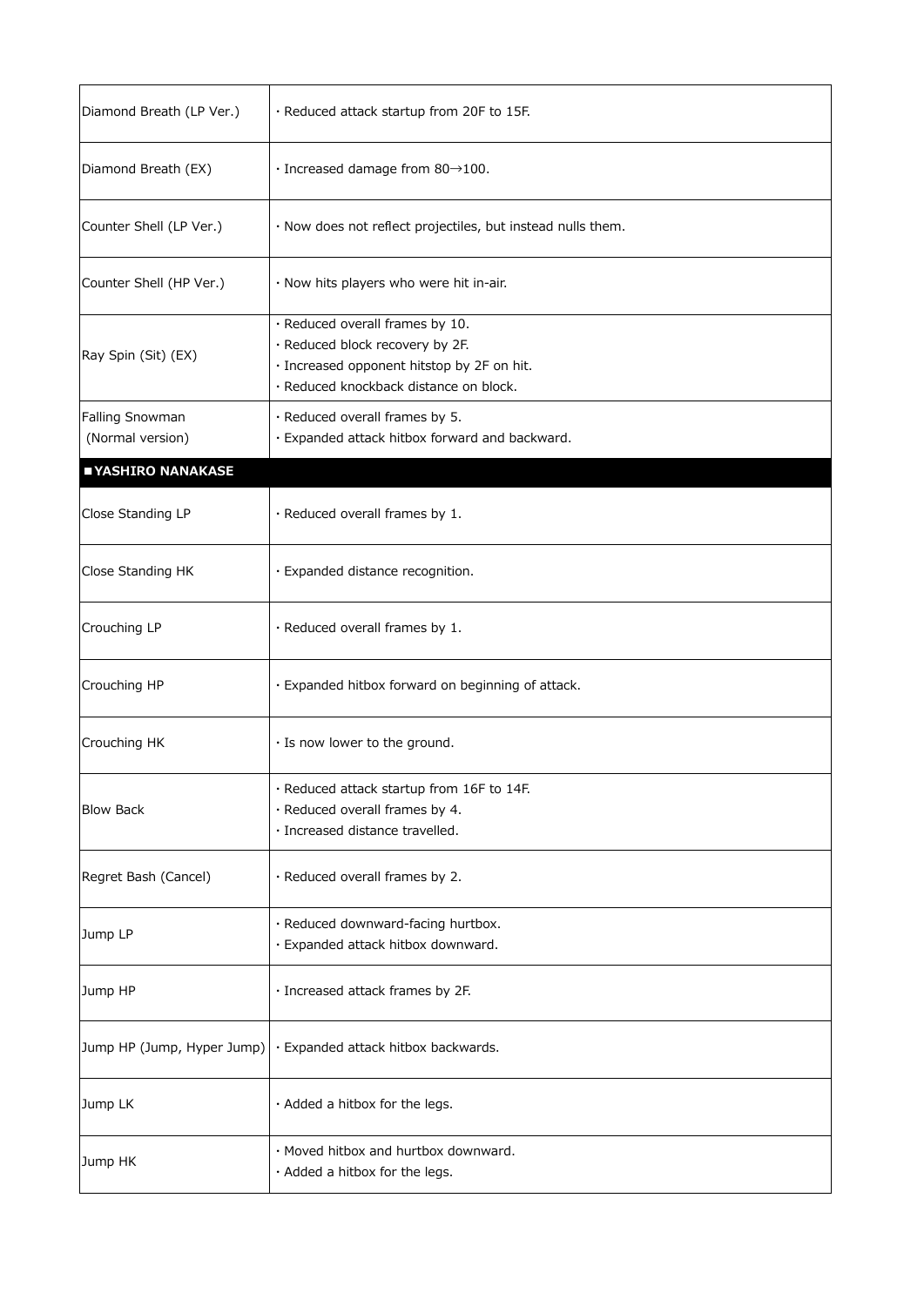| | |
|---|---|
| Diamond Breath (LP Ver.) | · Reduced attack startup from 20F to 15F. |
| Diamond Breath (EX) | · Increased damage from 80→100. |
| Counter Shell (LP Ver.) | · Now does not reflect projectiles, but instead nulls them. |
| Counter Shell (HP Ver.) | · Now hits players who were hit in-air. |
| Ray Spin (Sit) (EX) | · Reduced overall frames by 10.<br>· Reduced block recovery by 2F.<br>· Increased opponent hitstop by 2F on hit.<br>· Reduced knockback distance on block. |
| Falling Snowman (Normal version) | · Reduced overall frames by 5.<br>· Expanded attack hitbox forward and backward. |

## ■YASHIRO NANAKASE

| | |
|---|---|
| Close Standing LP | · Reduced overall frames by 1. |
| Close Standing HK | · Expanded distance recognition. |
| Crouching LP | · Reduced overall frames by 1. |
| Crouching HP | · Expanded hitbox forward on beginning of attack. |
| Crouching HK | · Is now lower to the ground. |
| Blow Back | · Reduced attack startup from 16F to 14F.<br>· Reduced overall frames by 4.<br>· Increased distance travelled. |
| Regret Bash (Cancel) | · Reduced overall frames by 2. |
| Jump LP | · Reduced downward-facing hurtbox.<br>· Expanded attack hitbox downward. |
| Jump HP | · Increased attack frames by 2F. |
| Jump HP (Jump, Hyper Jump) | · Expanded attack hitbox backwards. |
| Jump LK | · Added a hitbox for the legs. |
| Jump HK | · Moved hitbox and hurtbox downward.<br>· Added a hitbox for the legs. |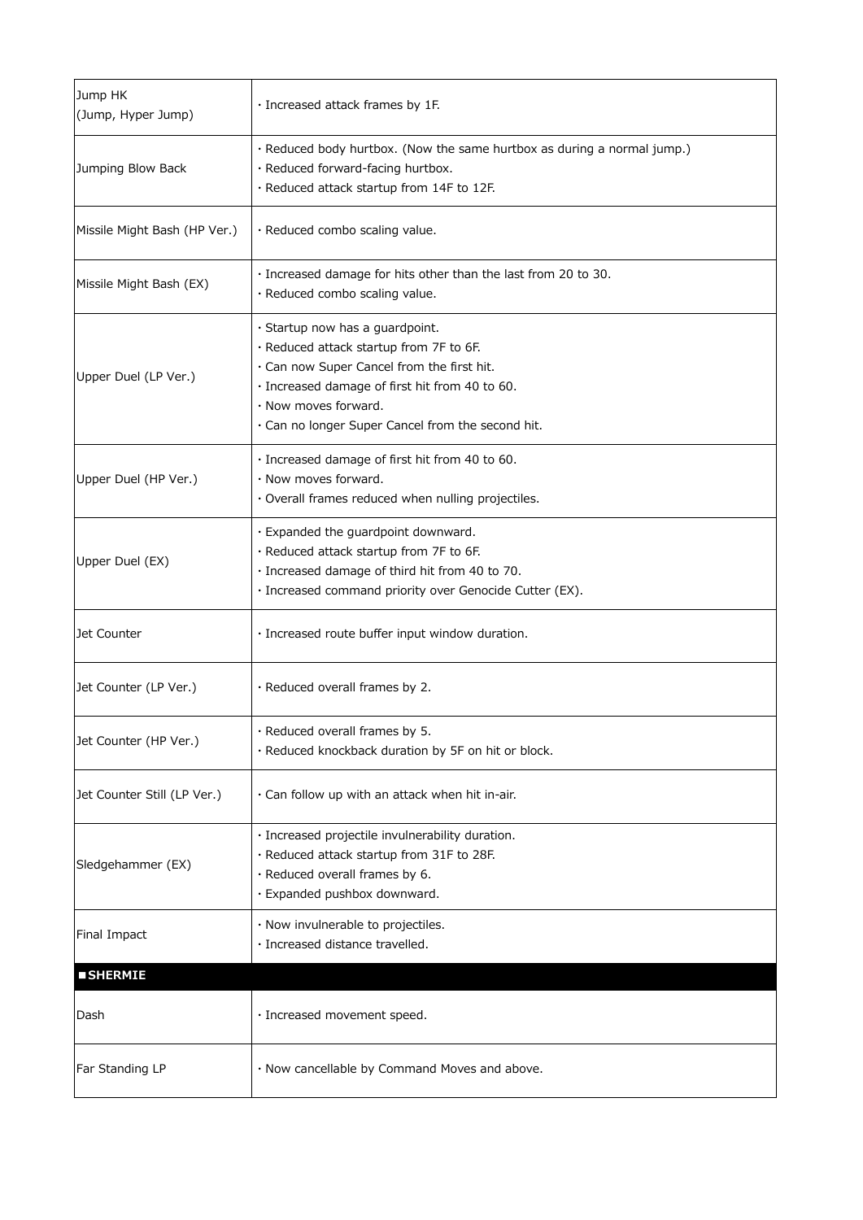| Jump HK<br>(Jump, Hyper Jump) | · Increased attack frames by 1F. |
|---|---|
| Jumping Blow Back | · Reduced body hurtbox. (Now the same hurtbox as during a normal jump.)<br>· Reduced forward-facing hurtbox.<br>· Reduced attack startup from 14F to 12F. |
| Missile Might Bash (HP Ver.) | · Reduced combo scaling value. |
| Missile Might Bash (EX) | · Increased damage for hits other than the last from 20 to 30.<br>· Reduced combo scaling value. |
| Upper Duel (LP Ver.) | · Startup now has a guardpoint.<br>· Reduced attack startup from 7F to 6F.<br>· Can now Super Cancel from the first hit.<br>· Increased damage of first hit from 40 to 60.<br>· Now moves forward.<br>· Can no longer Super Cancel from the second hit. |
| Upper Duel (HP Ver.) | · Increased damage of first hit from 40 to 60.<br>· Now moves forward.<br>· Overall frames reduced when nulling projectiles. |
| Upper Duel (EX) | · Expanded the guardpoint downward.<br>· Reduced attack startup from 7F to 6F.<br>· Increased damage of third hit from 40 to 70.<br>· Increased command priority over Genocide Cutter (EX). |
| Jet Counter | · Increased route buffer input window duration. |
| Jet Counter (LP Ver.) | · Reduced overall frames by 2. |
| Jet Counter (HP Ver.) | · Reduced overall frames by 5.<br>· Reduced knockback duration by 5F on hit or block. |
| Jet Counter Still (LP Ver.) | · Can follow up with an attack when hit in-air. |
| Sledgehammer (EX) | · Increased projectile invulnerability duration.<br>· Reduced attack startup from 31F to 28F.<br>· Reduced overall frames by 6.<br>· Expanded pushbox downward. |
| Final Impact | · Now invulnerable to projectiles.<br>· Increased distance travelled. |

## ■SHERMIE

| Dash | · Increased movement speed. |
|---|---|
| Far Standing LP | · Now cancellable by Command Moves and above. |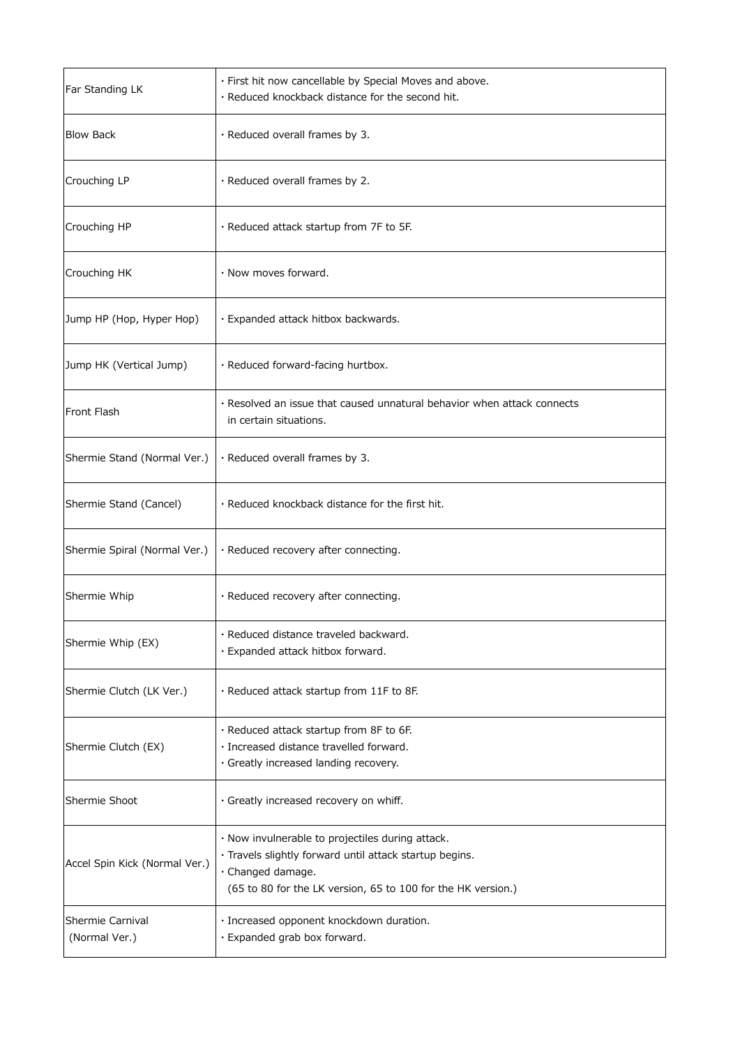| Far Standing LK | · First hit now cancellable by Special Moves and above.<br>· Reduced knockback distance for the second hit. |
|---|---|
| Blow Back | · Reduced overall frames by 3. |
| Crouching LP | · Reduced overall frames by 2. |
| Crouching HP | · Reduced attack startup from 7F to 5F. |
| Crouching HK | · Now moves forward. |
| Jump HP (Hop, Hyper Hop) | · Expanded attack hitbox backwards. |
| Jump HK (Vertical Jump) | · Reduced forward-facing hurtbox. |
| Front Flash | · Resolved an issue that caused unnatural behavior when attack connects in certain situations. |
| Shermie Stand (Normal Ver.) | · Reduced overall frames by 3. |
| Shermie Stand (Cancel) | · Reduced knockback distance for the first hit. |
| Shermie Spiral (Normal Ver.) | · Reduced recovery after connecting. |
| Shermie Whip | · Reduced recovery after connecting. |
| Shermie Whip (EX) | · Reduced distance traveled backward.<br>· Expanded attack hitbox forward. |
| Shermie Clutch (LK Ver.) | · Reduced attack startup from 11F to 8F. |
| Shermie Clutch (EX) | · Reduced attack startup from 8F to 6F.<br>· Increased distance travelled forward.<br>· Greatly increased landing recovery. |
| Shermie Shoot | · Greatly increased recovery on whiff. |
| Accel Spin Kick (Normal Ver.) | · Now invulnerable to projectiles during attack.<br>· Travels slightly forward until attack startup begins.<br>· Changed damage.<br>(65 to 80 for the LK version, 65 to 100 for the HK version.) |
| Shermie Carnival (Normal Ver.) | · Increased opponent knockdown duration.<br>· Expanded grab box forward. |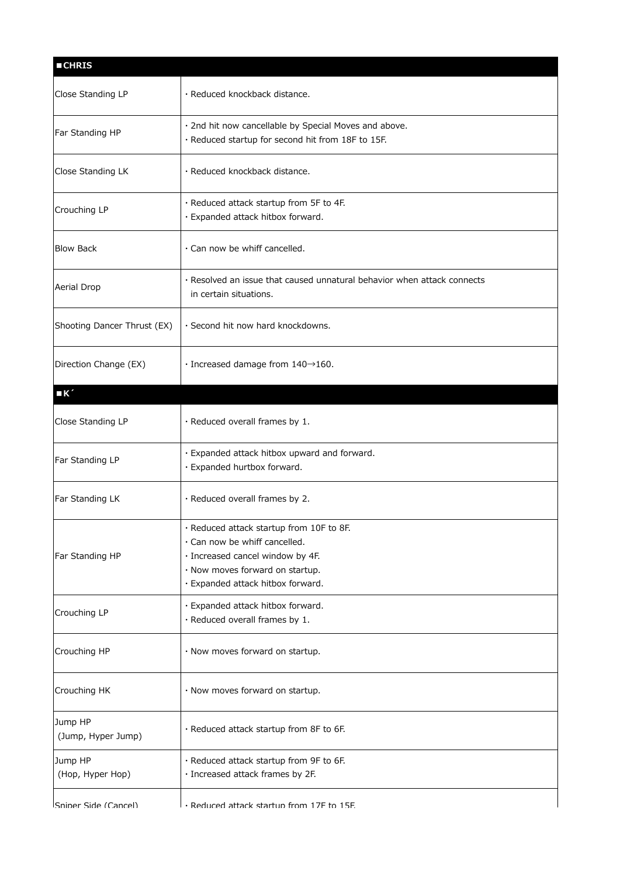| ■CHRIS | |
|---|---|
| Close Standing LP | · Reduced knockback distance. |
| Far Standing HP | · 2nd hit now cancellable by Special Moves and above.<br>· Reduced startup for second hit from 18F to 15F. |
| Close Standing LK | · Reduced knockback distance. |
| Crouching LP | · Reduced attack startup from 5F to 4F.<br>· Expanded attack hitbox forward. |
| Blow Back | · Can now be whiff cancelled. |
| Aerial Drop | · Resolved an issue that caused unnatural behavior when attack connects in certain situations. |
| Shooting Dancer Thrust (EX) | · Second hit now hard knockdowns. |
| Direction Change (EX) | · Increased damage from 140→160. |

| ■K´ | |
|---|---|
| Close Standing LP | · Reduced overall frames by 1. |
| Far Standing LP | · Expanded attack hitbox upward and forward.<br>· Expanded hurtbox forward. |
| Far Standing LK | · Reduced overall frames by 2. |
| Far Standing HP | · Reduced attack startup from 10F to 8F.<br>· Can now be whiff cancelled.<br>· Increased cancel window by 4F.<br>· Now moves forward on startup.<br>· Expanded attack hitbox forward. |
| Crouching LP | · Expanded attack hitbox forward.<br>· Reduced overall frames by 1. |
| Crouching HP | · Now moves forward on startup. |
| Crouching HK | · Now moves forward on startup. |
| Jump HP (Jump, Hyper Jump) | · Reduced attack startup from 8F to 6F. |
| Jump HP (Hop, Hyper Hop) | · Reduced attack startup from 9F to 6F.<br>· Increased attack frames by 2F. |
| Sniper Side (Cancel) | · Reduced attack startup from 17F to 15F. |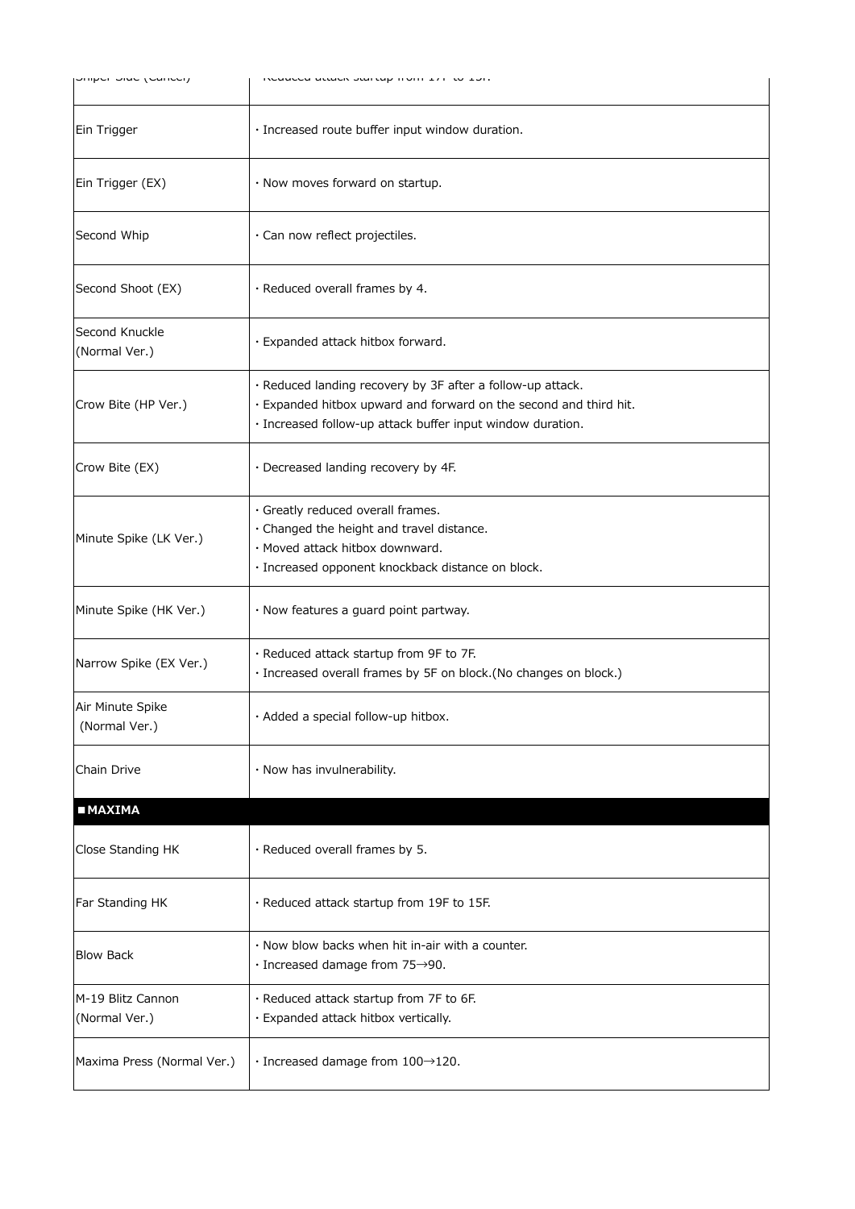| | |
|---|---|
| Sniper Slide (Cancel) | · Reduced attack startup from 17F to 15F. |
| Ein Trigger | · Increased route buffer input window duration. |
| Ein Trigger (EX) | · Now moves forward on startup. |
| Second Whip | · Can now reflect projectiles. |
| Second Shoot (EX) | · Reduced overall frames by 4. |
| Second Knuckle (Normal Ver.) | · Expanded attack hitbox forward. |
| Crow Bite (HP Ver.) | · Reduced landing recovery by 3F after a follow-up attack.<br>· Expanded hitbox upward and forward on the second and third hit.<br>· Increased follow-up attack buffer input window duration. |
| Crow Bite (EX) | · Decreased landing recovery by 4F. |
| Minute Spike (LK Ver.) | · Greatly reduced overall frames.<br>· Changed the height and travel distance.<br>· Moved attack hitbox downward.<br>· Increased opponent knockback distance on block. |
| Minute Spike (HK Ver.) | · Now features a guard point partway. |
| Narrow Spike (EX Ver.) | · Reduced attack startup from 9F to 7F.<br>· Increased overall frames by 5F on block.(No changes on block.) |
| Air Minute Spike (Normal Ver.) | · Added a special follow-up hitbox. |
| Chain Drive | · Now has invulnerability. |
| **■MAXIMA** | |
| Close Standing HK | · Reduced overall frames by 5. |
| Far Standing HK | · Reduced attack startup from 19F to 15F. |
| Blow Back | · Now blow backs when hit in-air with a counter.<br>· Increased damage from 75→90. |
| M-19 Blitz Cannon (Normal Ver.) | · Reduced attack startup from 7F to 6F.<br>· Expanded attack hitbox vertically. |
| Maxima Press (Normal Ver.) | · Increased damage from 100→120. |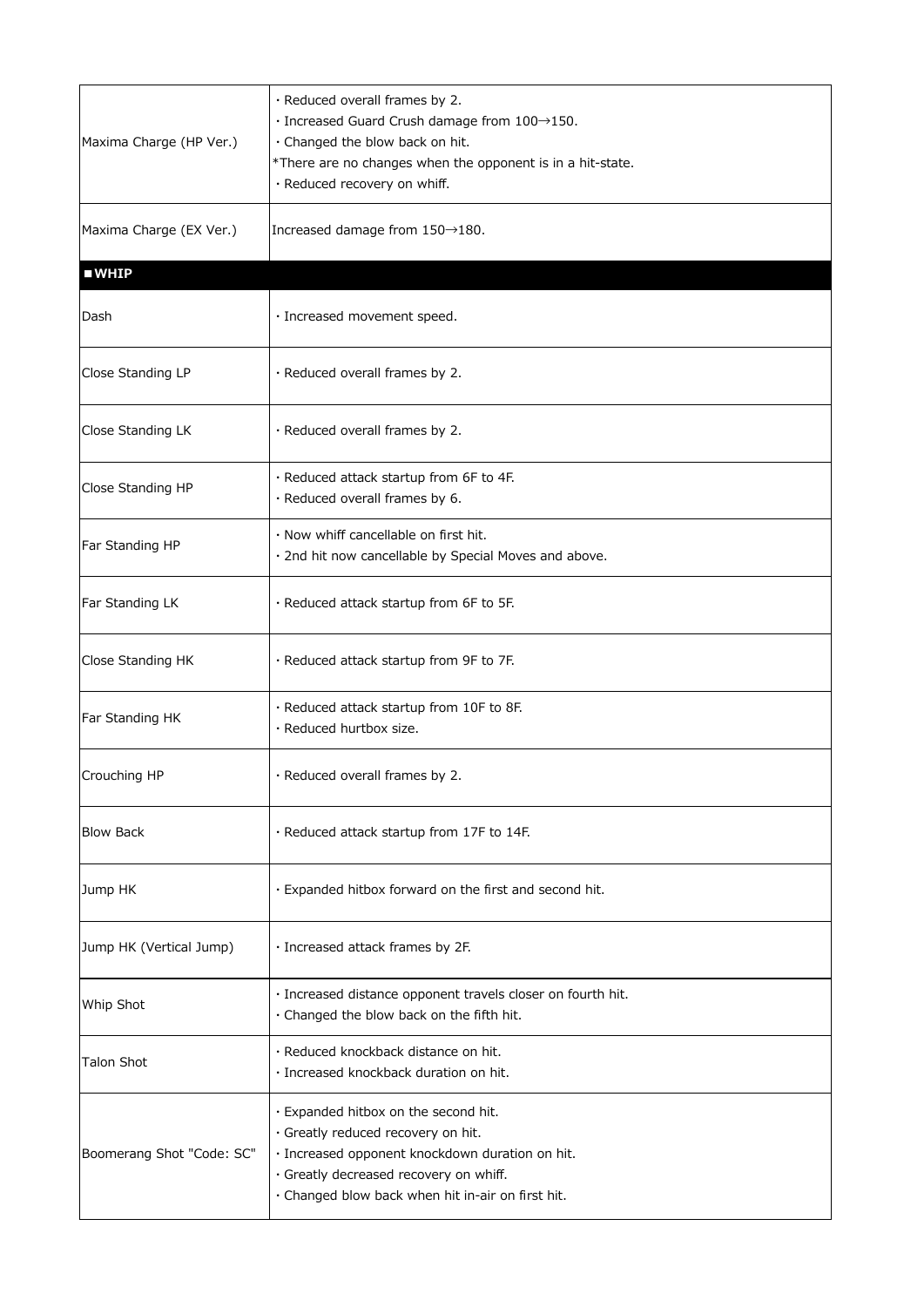| | |
|---|---|
| Maxima Charge (HP Ver.) | · Reduced overall frames by 2.<br>· Increased Guard Crush damage from 100→150.<br>· Changed the blow back on hit.<br>*There are no changes when the opponent is in a hit-state.<br>· Reduced recovery on whiff. |
| Maxima Charge (EX Ver.) | Increased damage from 150→180. |
| **■WHIP** | |
| Dash | · Increased movement speed. |
| Close Standing LP | · Reduced overall frames by 2. |
| Close Standing LK | · Reduced overall frames by 2. |
| Close Standing HP | · Reduced attack startup from 6F to 4F.<br>· Reduced overall frames by 6. |
| Far Standing HP | · Now whiff cancellable on first hit.<br>· 2nd hit now cancellable by Special Moves and above. |
| Far Standing LK | · Reduced attack startup from 6F to 5F. |
| Close Standing HK | · Reduced attack startup from 9F to 7F. |
| Far Standing HK | · Reduced attack startup from 10F to 8F.<br>· Reduced hurtbox size. |
| Crouching HP | · Reduced overall frames by 2. |
| Blow Back | · Reduced attack startup from 17F to 14F. |
| Jump HK | · Expanded hitbox forward on the first and second hit. |
| Jump HK (Vertical Jump) | · Increased attack frames by 2F. |
| Whip Shot | · Increased distance opponent travels closer on fourth hit.<br>· Changed the blow back on the fifth hit. |
| Talon Shot | · Reduced knockback distance on hit.<br>· Increased knockback duration on hit. |
| Boomerang Shot "Code: SC" | · Expanded hitbox on the second hit.<br>· Greatly reduced recovery on hit.<br>· Increased opponent knockdown duration on hit.<br>· Greatly decreased recovery on whiff.<br>· Changed blow back when hit in-air on first hit. |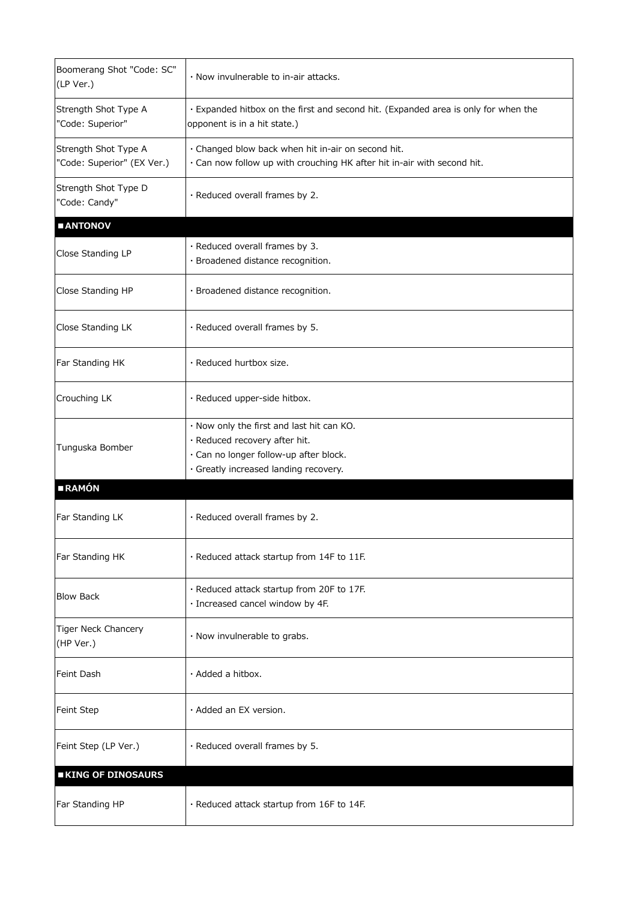| | |
|---|---|
| Boomerang Shot "Code: SC" (LP Ver.) | · Now invulnerable to in-air attacks. |
| Strength Shot Type A "Code: Superior" | · Expanded hitbox on the first and second hit. (Expanded area is only for when the opponent is in a hit state.) |
| Strength Shot Type A "Code: Superior" (EX Ver.) | · Changed blow back when hit in-air on second hit.<br>· Can now follow up with crouching HK after hit in-air with second hit. |
| Strength Shot Type D "Code: Candy" | · Reduced overall frames by 2. |
| **■ANTONOV** | |
| Close Standing LP | · Reduced overall frames by 3.<br>· Broadened distance recognition. |
| Close Standing HP | · Broadened distance recognition. |
| Close Standing LK | · Reduced overall frames by 5. |
| Far Standing HK | · Reduced hurtbox size. |
| Crouching LK | · Reduced upper-side hitbox. |
| Tunguska Bomber | · Now only the first and last hit can KO.<br>· Reduced recovery after hit.<br>· Can no longer follow-up after block.<br>· Greatly increased landing recovery. |
| **■RAMÓN** | |
| Far Standing LK | · Reduced overall frames by 2. |
| Far Standing HK | · Reduced attack startup from 14F to 11F. |
| Blow Back | · Reduced attack startup from 20F to 17F.<br>· Increased cancel window by 4F. |
| Tiger Neck Chancery (HP Ver.) | · Now invulnerable to grabs. |
| Feint Dash | · Added a hitbox. |
| Feint Step | · Added an EX version. |
| Feint Step (LP Ver.) | · Reduced overall frames by 5. |
| **■KING OF DINOSAURS** | |
| Far Standing HP | · Reduced attack startup from 16F to 14F. |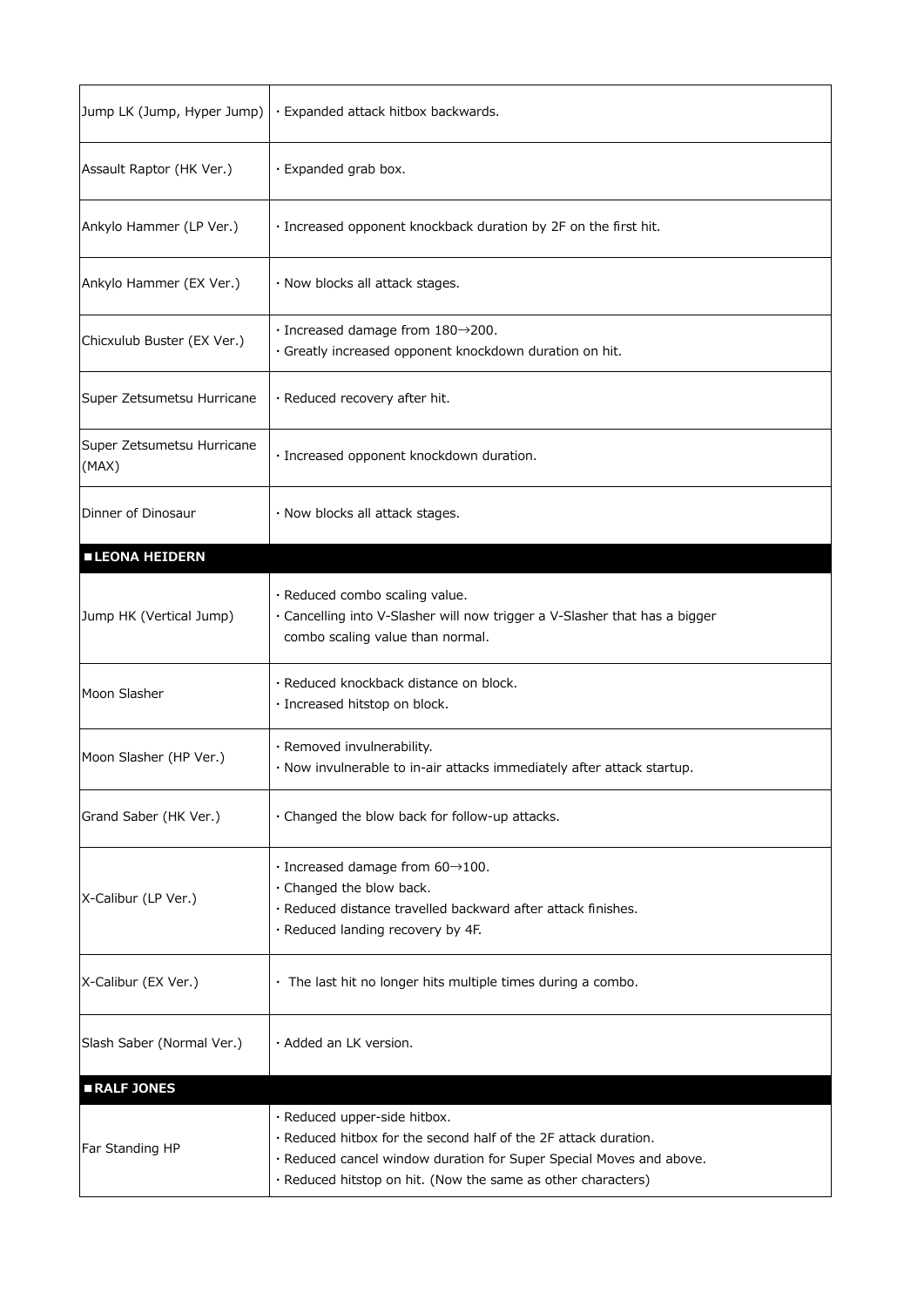| | |
|---|---|
| Jump LK (Jump, Hyper Jump) | · Expanded attack hitbox backwards. |
| Assault Raptor (HK Ver.) | · Expanded grab box. |
| Ankylo Hammer (LP Ver.) | · Increased opponent knockback duration by 2F on the first hit. |
| Ankylo Hammer (EX Ver.) | · Now blocks all attack stages. |
| Chicxulub Buster (EX Ver.) | · Increased damage from 180→200.<br>· Greatly increased opponent knockdown duration on hit. |
| Super Zetsumetsu Hurricane | · Reduced recovery after hit. |
| Super Zetsumetsu Hurricane (MAX) | · Increased opponent knockdown duration. |
| Dinner of Dinosaur | · Now blocks all attack stages. |
| **■LEONA HEIDERN** | |
| Jump HK (Vertical Jump) | · Reduced combo scaling value.<br>· Cancelling into V-Slasher will now trigger a V-Slasher that has a bigger combo scaling value than normal. |
| Moon Slasher | · Reduced knockback distance on block.<br>· Increased hitstop on block. |
| Moon Slasher (HP Ver.) | · Removed invulnerability.<br>· Now invulnerable to in-air attacks immediately after attack startup. |
| Grand Saber (HK Ver.) | · Changed the blow back for follow-up attacks. |
| X-Calibur (LP Ver.) | · Increased damage from 60→100.<br>· Changed the blow back.<br>· Reduced distance travelled backward after attack finishes.<br>· Reduced landing recovery by 4F. |
| X-Calibur (EX Ver.) | · The last hit no longer hits multiple times during a combo. |
| Slash Saber (Normal Ver.) | · Added an LK version. |
| **■RALF JONES** | |
| Far Standing HP | · Reduced upper-side hitbox.<br>· Reduced hitbox for the second half of the 2F attack duration.<br>· Reduced cancel window duration for Super Special Moves and above.<br>· Reduced hitstop on hit. (Now the same as other characters) |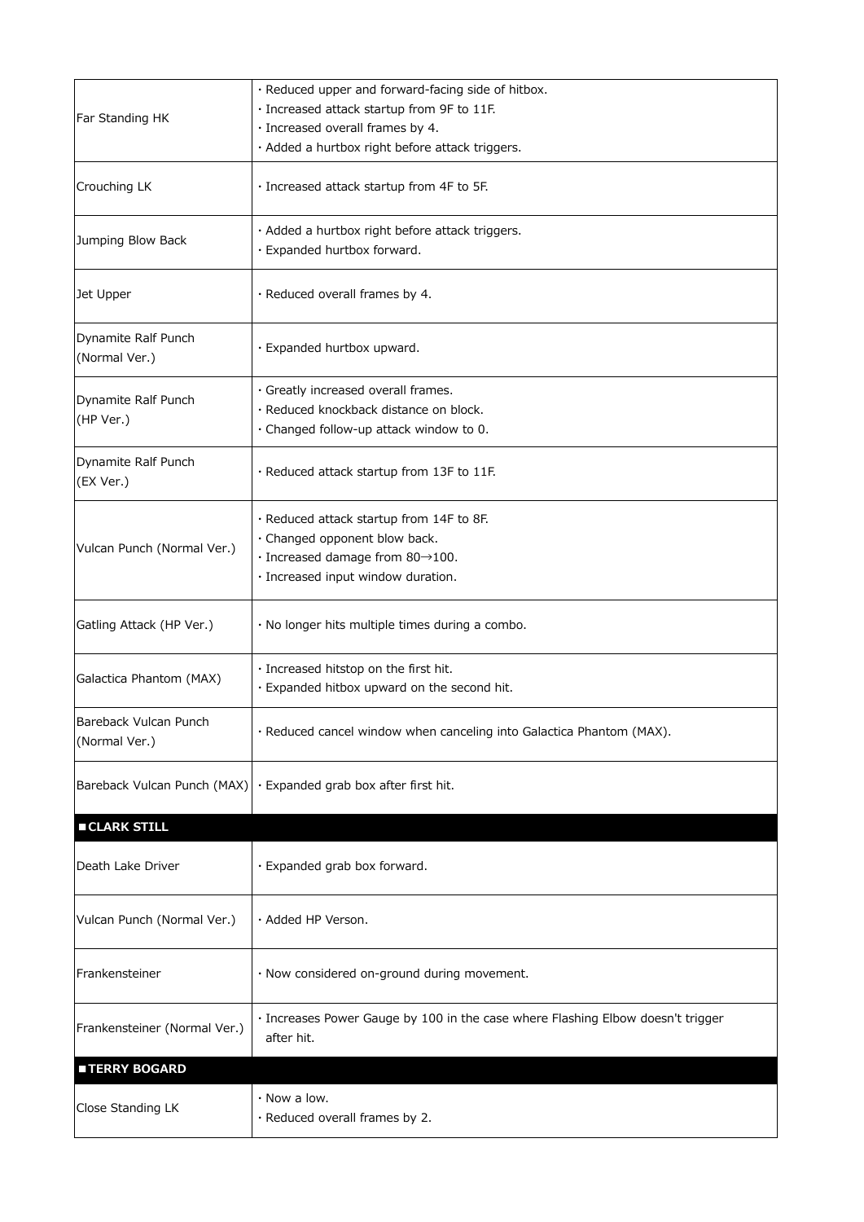| | |
|---|---|
| Far Standing HK | · Reduced upper and forward-facing side of hitbox.<br>· Increased attack startup from 9F to 11F.<br>· Increased overall frames by 4.<br>· Added a hurtbox right before attack triggers. |
| Crouching LK | · Increased attack startup from 4F to 5F. |
| Jumping Blow Back | · Added a hurtbox right before attack triggers.<br>· Expanded hurtbox forward. |
| Jet Upper | · Reduced overall frames by 4. |
| Dynamite Ralf Punch (Normal Ver.) | · Expanded hurtbox upward. |
| Dynamite Ralf Punch (HP Ver.) | · Greatly increased overall frames.<br>· Reduced knockback distance on block.<br>· Changed follow-up attack window to 0. |
| Dynamite Ralf Punch (EX Ver.) | · Reduced attack startup from 13F to 11F. |
| Vulcan Punch (Normal Ver.) | · Reduced attack startup from 14F to 8F.<br>· Changed opponent blow back.<br>· Increased damage from 80→100.<br>· Increased input window duration. |
| Gatling Attack (HP Ver.) | · No longer hits multiple times during a combo. |
| Galactica Phantom (MAX) | · Increased hitstop on the first hit.<br>· Expanded hitbox upward on the second hit. |
| Bareback Vulcan Punch (Normal Ver.) | · Reduced cancel window when canceling into Galactica Phantom (MAX). |
| Bareback Vulcan Punch (MAX) | · Expanded grab box after first hit. |

**■CLARK STILL**

| | |
|---|---|
| Death Lake Driver | · Expanded grab box forward. |
| Vulcan Punch (Normal Ver.) | · Added HP Verson. |
| Frankensteiner | · Now considered on-ground during movement. |
| Frankensteiner (Normal Ver.) | · Increases Power Gauge by 100 in the case where Flashing Elbow doesn't trigger after hit. |

**■TERRY BOGARD**

| | |
|---|---|
| Close Standing LK | · Now a low.<br>· Reduced overall frames by 2. |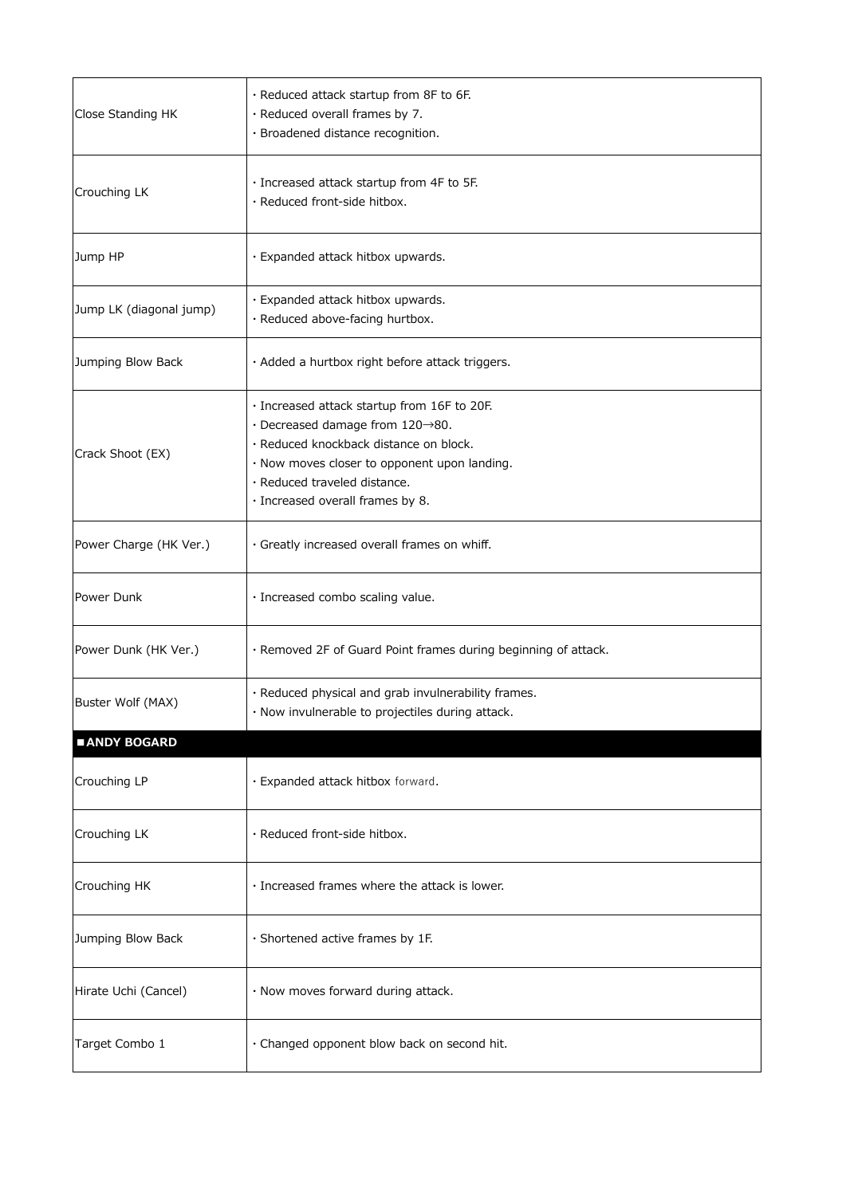| Close Standing HK | · Reduced attack startup from 8F to 6F.<br>· Reduced overall frames by 7.<br>· Broadened distance recognition. |
| --- | --- |
| Crouching LK | · Increased attack startup from 4F to 5F.<br>· Reduced front-side hitbox. |
| Jump HP | · Expanded attack hitbox upwards. |
| Jump LK (diagonal jump) | · Expanded attack hitbox upwards.<br>· Reduced above-facing hurtbox. |
| Jumping Blow Back | · Added a hurtbox right before attack triggers. |
| Crack Shoot (EX) | · Increased attack startup from 16F to 20F.<br>· Decreased damage from 120→80.<br>· Reduced knockback distance on block.<br>· Now moves closer to opponent upon landing.<br>· Reduced traveled distance.<br>· Increased overall frames by 8. |
| Power Charge (HK Ver.) | · Greatly increased overall frames on whiff. |
| Power Dunk | · Increased combo scaling value. |
| Power Dunk (HK Ver.) | · Removed 2F of Guard Point frames during beginning of attack. |
| Buster Wolf (MAX) | · Reduced physical and grab invulnerability frames.<br>· Now invulnerable to projectiles during attack. |

## ■ANDY BOGARD

| Crouching LP | · Expanded attack hitbox forward. |
| --- | --- |
| Crouching LK | · Reduced front-side hitbox. |
| Crouching HK | · Increased frames where the attack is lower. |
| Jumping Blow Back | · Shortened active frames by 1F. |
| Hirate Uchi (Cancel) | · Now moves forward during attack. |
| Target Combo 1 | · Changed opponent blow back on second hit. |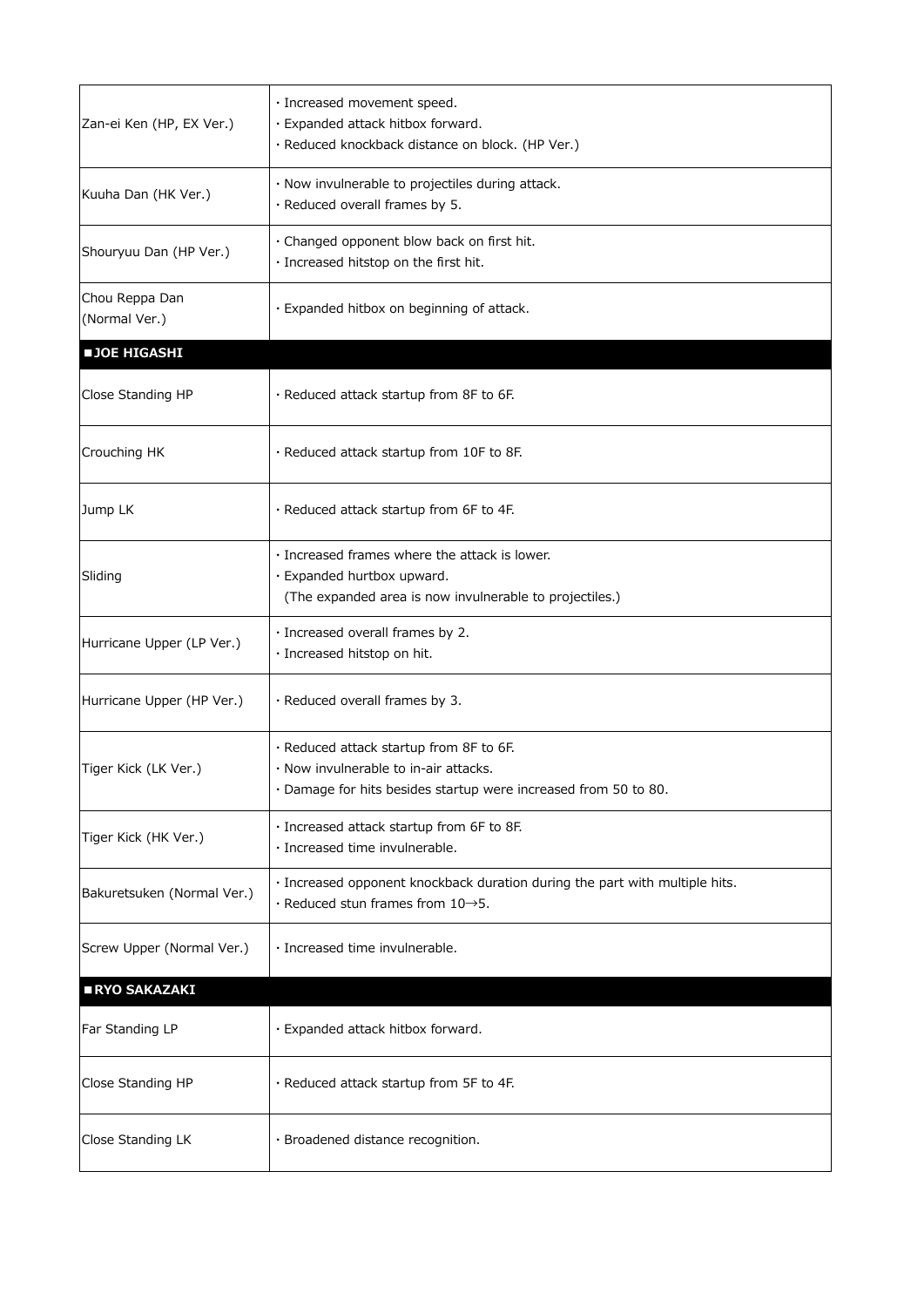| | |
|---|---|
| Zan-ei Ken (HP, EX Ver.) | · Increased movement speed.<br>· Expanded attack hitbox forward.<br>· Reduced knockback distance on block. (HP Ver.) |
| Kuuha Dan (HK Ver.) | · Now invulnerable to projectiles during attack.<br>· Reduced overall frames by 5. |
| Shouryuu Dan (HP Ver.) | · Changed opponent blow back on first hit.<br>· Increased hitstop on the first hit. |
| Chou Reppa Dan (Normal Ver.) | · Expanded hitbox on beginning of attack. |

## ■JOE HIGASHI

| | |
|---|---|
| Close Standing HP | · Reduced attack startup from 8F to 6F. |
| Crouching HK | · Reduced attack startup from 10F to 8F. |
| Jump LK | · Reduced attack startup from 6F to 4F. |
| Sliding | · Increased frames where the attack is lower.<br>· Expanded hurtbox upward.<br>(The expanded area is now invulnerable to projectiles.) |
| Hurricane Upper (LP Ver.) | · Increased overall frames by 2.<br>· Increased hitstop on hit. |
| Hurricane Upper (HP Ver.) | · Reduced overall frames by 3. |
| Tiger Kick (LK Ver.) | · Reduced attack startup from 8F to 6F.<br>· Now invulnerable to in-air attacks.<br>· Damage for hits besides startup were increased from 50 to 80. |
| Tiger Kick (HK Ver.) | · Increased attack startup from 6F to 8F.<br>· Increased time invulnerable. |
| Bakuretsuken (Normal Ver.) | · Increased opponent knockback duration during the part with multiple hits.<br>· Reduced stun frames from 10→5. |
| Screw Upper (Normal Ver.) | · Increased time invulnerable. |

## ■RYO SAKAZAKI

| | |
|---|---|
| Far Standing LP | · Expanded attack hitbox forward. |
| Close Standing HP | · Reduced attack startup from 5F to 4F. |
| Close Standing LK | · Broadened distance recognition. |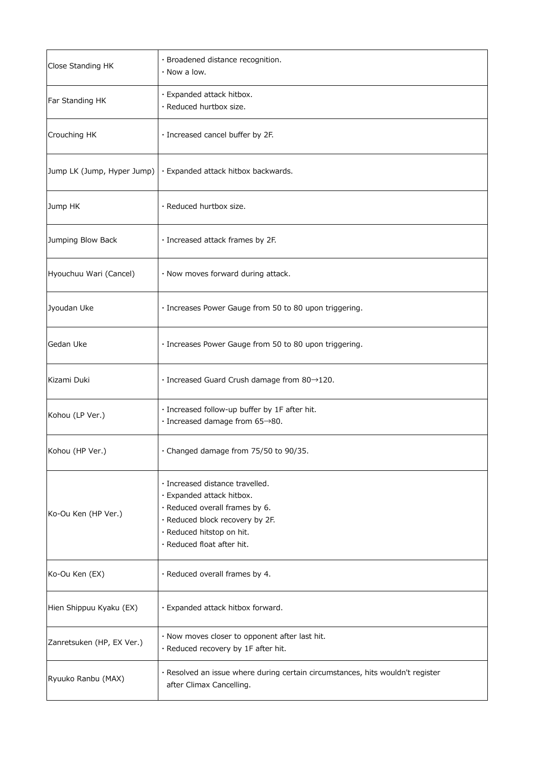| | |
|---|---|
| Close Standing HK | · Broadened distance recognition.<br>· Now a low. |
| Far Standing HK | · Expanded attack hitbox.<br>· Reduced hurtbox size. |
| Crouching HK | · Increased cancel buffer by 2F. |
| Jump LK (Jump, Hyper Jump) | · Expanded attack hitbox backwards. |
| Jump HK | · Reduced hurtbox size. |
| Jumping Blow Back | · Increased attack frames by 2F. |
| Hyouchuu Wari (Cancel) | · Now moves forward during attack. |
| Jyoudan Uke | · Increases Power Gauge from 50 to 80 upon triggering. |
| Gedan Uke | · Increases Power Gauge from 50 to 80 upon triggering. |
| Kizami Duki | · Increased Guard Crush damage from 80→120. |
| Kohou (LP Ver.) | · Increased follow-up buffer by 1F after hit.<br>· Increased damage from 65→80. |
| Kohou (HP Ver.) | · Changed damage from 75/50 to 90/35. |
| Ko-Ou Ken (HP Ver.) | · Increased distance travelled.<br>· Expanded attack hitbox.<br>· Reduced overall frames by 6.<br>· Reduced block recovery by 2F.<br>· Reduced hitstop on hit.<br>· Reduced float after hit. |
| Ko-Ou Ken (EX) | · Reduced overall frames by 4. |
| Hien Shippuu Kyaku (EX) | · Expanded attack hitbox forward. |
| Zanretsuken (HP, EX Ver.) | · Now moves closer to opponent after last hit.<br>· Reduced recovery by 1F after hit. |
| Ryuuko Ranbu (MAX) | · Resolved an issue where during certain circumstances, hits wouldn't register after Climax Cancelling. |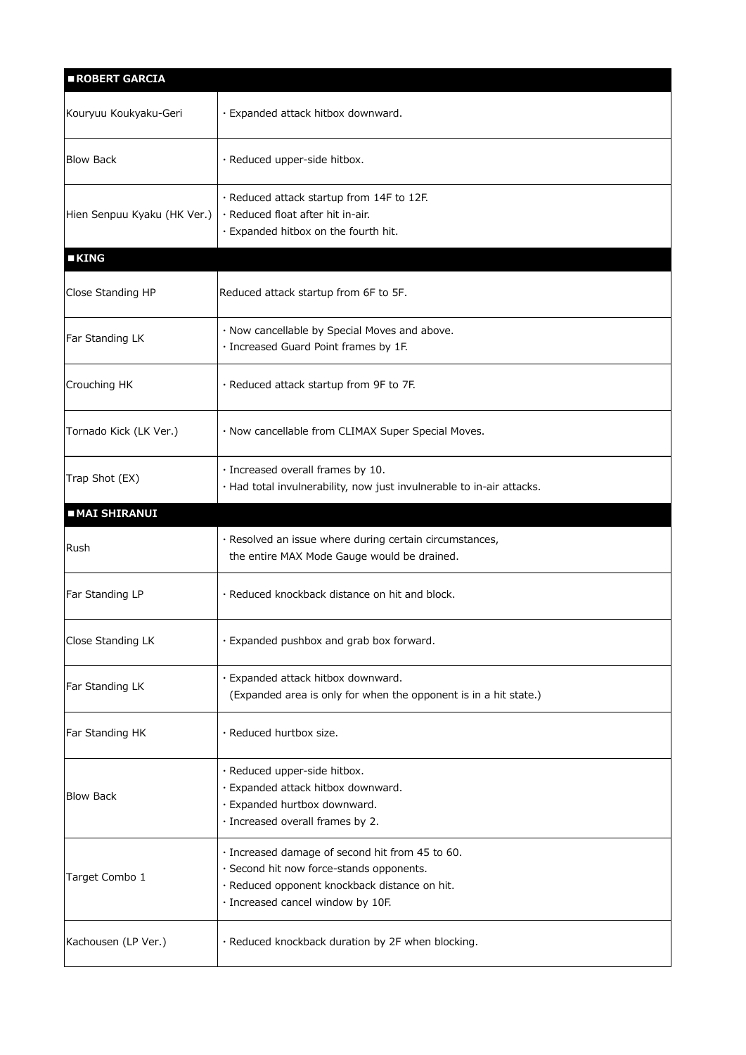| ■ROBERT GARCIA | |
|---|---|
| Kouryuu Koukyaku-Geri | · Expanded attack hitbox downward. |
| Blow Back | · Reduced upper-side hitbox. |
| Hien Senpuu Kyaku (HK Ver.) | · Reduced attack startup from 14F to 12F.<br>· Reduced float after hit in-air.<br>· Expanded hitbox on the fourth hit. |
| **■KING** | |
| Close Standing HP | Reduced attack startup from 6F to 5F. |
| Far Standing LK | · Now cancellable by Special Moves and above.<br>· Increased Guard Point frames by 1F. |
| Crouching HK | · Reduced attack startup from 9F to 7F. |
| Tornado Kick (LK Ver.) | · Now cancellable from CLIMAX Super Special Moves. |
| Trap Shot (EX) | · Increased overall frames by 10.<br>· Had total invulnerability, now just invulnerable to in-air attacks. |
| **■MAI SHIRANUI** | |
| Rush | · Resolved an issue where during certain circumstances, the entire MAX Mode Gauge would be drained. |
| Far Standing LP | · Reduced knockback distance on hit and block. |
| Close Standing LK | · Expanded pushbox and grab box forward. |
| Far Standing LK | · Expanded attack hitbox downward. (Expanded area is only for when the opponent is in a hit state.) |
| Far Standing HK | · Reduced hurtbox size. |
| Blow Back | · Reduced upper-side hitbox.<br>· Expanded attack hitbox downward.<br>· Expanded hurtbox downward.<br>· Increased overall frames by 2. |
| Target Combo 1 | · Increased damage of second hit from 45 to 60.<br>· Second hit now force-stands opponents.<br>· Reduced opponent knockback distance on hit.<br>· Increased cancel window by 10F. |
| Kachousen (LP Ver.) | · Reduced knockback duration by 2F when blocking. |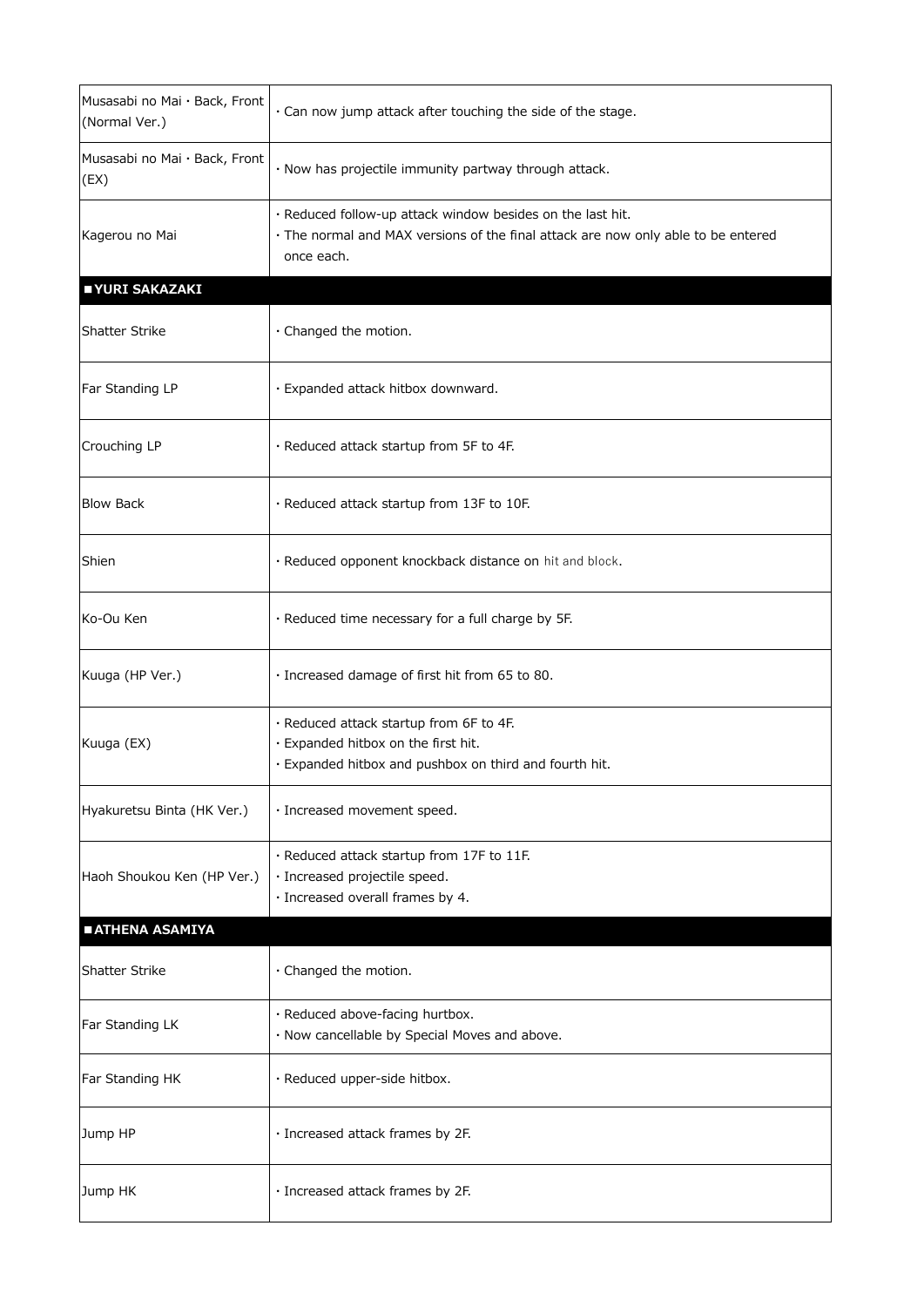| | |
|---|---|
| Musasabi no Mai・Back, Front (Normal Ver.) | ・Can now jump attack after touching the side of the stage. |
| Musasabi no Mai・Back, Front (EX) | ・Now has projectile immunity partway through attack. |
| Kagerou no Mai | ・Reduced follow-up attack window besides on the last hit.<br>・The normal and MAX versions of the final attack are now only able to be entered once each. |
| **■YURI SAKAZAKI** | |
| Shatter Strike | ・Changed the motion. |
| Far Standing LP | ・Expanded attack hitbox downward. |
| Crouching LP | ・Reduced attack startup from 5F to 4F. |
| Blow Back | ・Reduced attack startup from 13F to 10F. |
| Shien | ・Reduced opponent knockback distance on hit and block. |
| Ko-Ou Ken | ・Reduced time necessary for a full charge by 5F. |
| Kuuga (HP Ver.) | ・Increased damage of first hit from 65 to 80. |
| Kuuga (EX) | ・Reduced attack startup from 6F to 4F.<br>・Expanded hitbox on the first hit.<br>・Expanded hitbox and pushbox on third and fourth hit. |
| Hyakuretsu Binta (HK Ver.) | ・Increased movement speed. |
| Haoh Shoukou Ken (HP Ver.) | ・Reduced attack startup from 17F to 11F.<br>・Increased projectile speed.<br>・Increased overall frames by 4. |
| **■ATHENA ASAMIYA** | |
| Shatter Strike | ・Changed the motion. |
| Far Standing LK | ・Reduced above-facing hurtbox.<br>・Now cancellable by Special Moves and above. |
| Far Standing HK | ・Reduced upper-side hitbox. |
| Jump HP | ・Increased attack frames by 2F. |
| Jump HK | ・Increased attack frames by 2F. |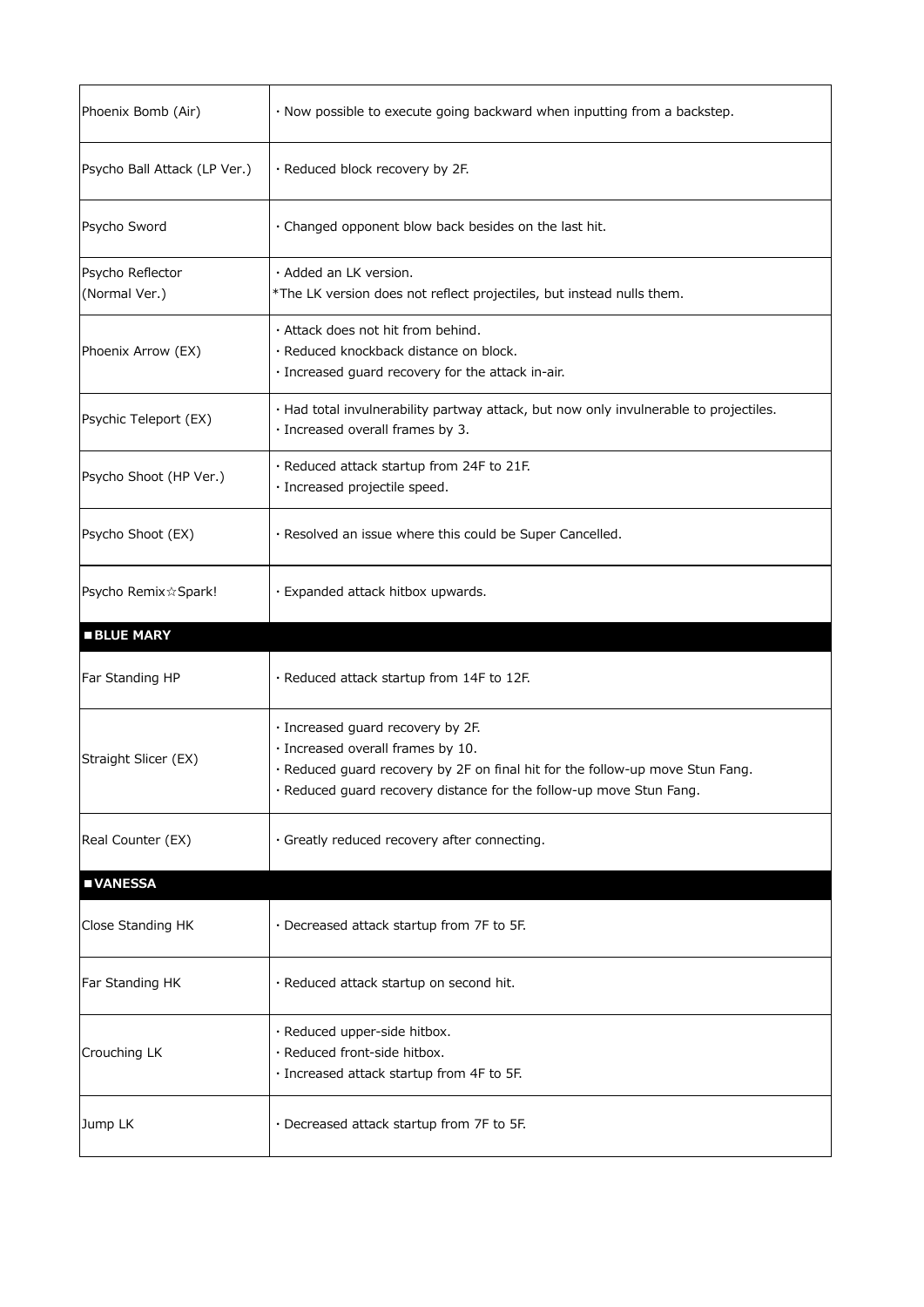| | |
|---|---|
| Phoenix Bomb (Air) | ・Now possible to execute going backward when inputting from a backstep. |
| Psycho Ball Attack (LP Ver.) | ・Reduced block recovery by 2F. |
| Psycho Sword | ・Changed opponent blow back besides on the last hit. |
| Psycho Reflector (Normal Ver.) | ・Added an LK version.<br>*The LK version does not reflect projectiles, but instead nulls them. |
| Phoenix Arrow (EX) | ・Attack does not hit from behind.<br>・Reduced knockback distance on block.<br>・Increased guard recovery for the attack in-air. |
| Psychic Teleport (EX) | ・Had total invulnerability partway attack, but now only invulnerable to projectiles.<br>・Increased overall frames by 3. |
| Psycho Shoot (HP Ver.) | ・Reduced attack startup from 24F to 21F.<br>・Increased projectile speed. |
| Psycho Shoot (EX) | ・Resolved an issue where this could be Super Cancelled. |
| Psycho Remix☆Spark! | ・Expanded attack hitbox upwards. |
| **■BLUE MARY** | |
| Far Standing HP | ・Reduced attack startup from 14F to 12F. |
| Straight Slicer (EX) | ・Increased guard recovery by 2F.<br>・Increased overall frames by 10.<br>・Reduced guard recovery by 2F on final hit for the follow-up move Stun Fang.<br>・Reduced guard recovery distance for the follow-up move Stun Fang. |
| Real Counter (EX) | ・Greatly reduced recovery after connecting. |
| **■VANESSA** | |
| Close Standing HK | ・Decreased attack startup from 7F to 5F. |
| Far Standing HK | ・Reduced attack startup on second hit. |
| Crouching LK | ・Reduced upper-side hitbox.<br>・Reduced front-side hitbox.<br>・Increased attack startup from 4F to 5F. |
| Jump LK | ・Decreased attack startup from 7F to 5F. |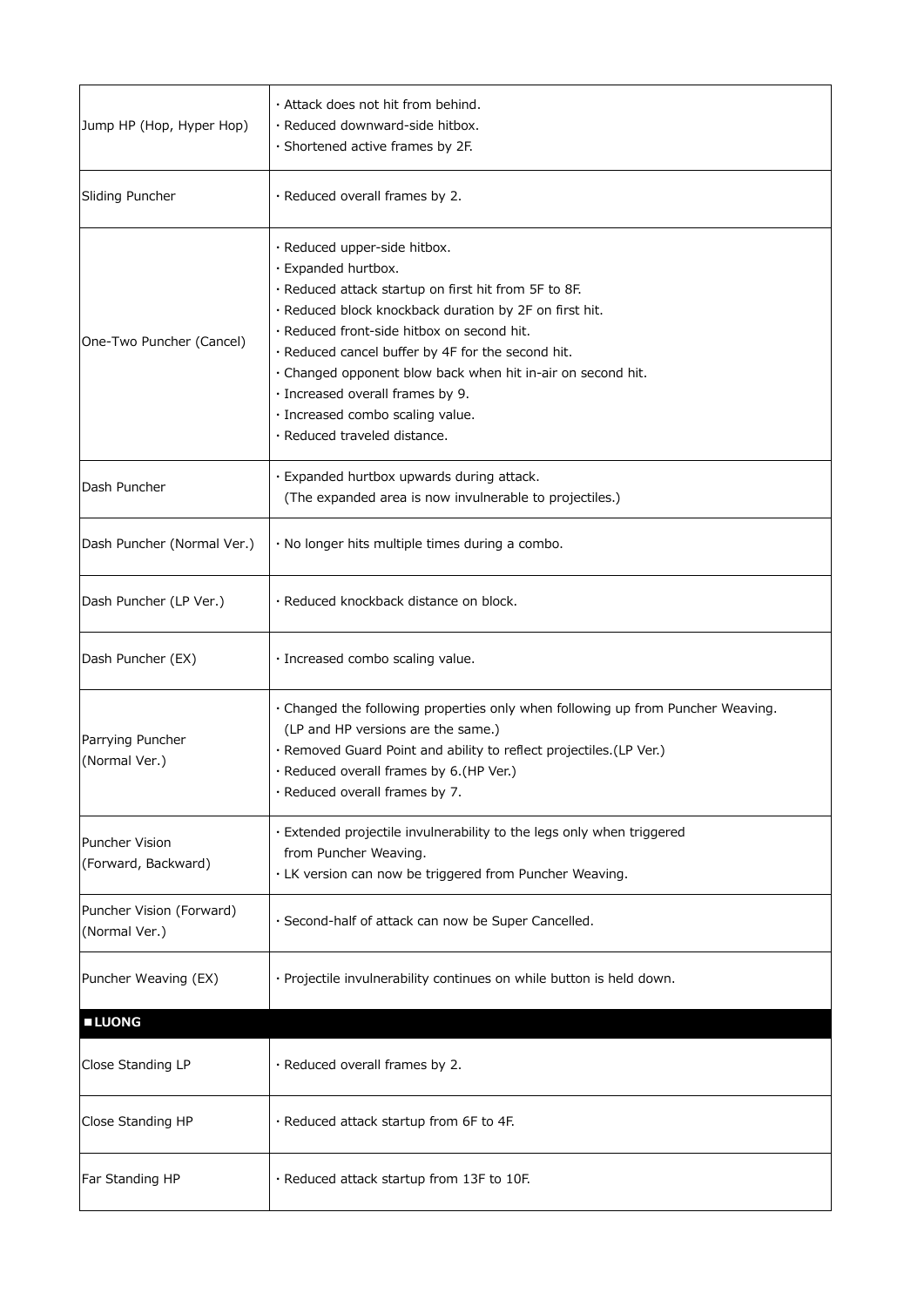| | |
|---|---|
| Jump HP (Hop, Hyper Hop) | · Attack does not hit from behind.<br>· Reduced downward-side hitbox.<br>· Shortened active frames by 2F. |
| Sliding Puncher | · Reduced overall frames by 2. |
| One-Two Puncher (Cancel) | · Reduced upper-side hitbox.<br>· Expanded hurtbox.<br>· Reduced attack startup on first hit from 5F to 8F.<br>· Reduced block knockback duration by 2F on first hit.<br>· Reduced front-side hitbox on second hit.<br>· Reduced cancel buffer by 4F for the second hit.<br>· Changed opponent blow back when hit in-air on second hit.<br>· Increased overall frames by 9.<br>· Increased combo scaling value.<br>· Reduced traveled distance. |
| Dash Puncher | · Expanded hurtbox upwards during attack.<br>(The expanded area is now invulnerable to projectiles.) |
| Dash Puncher (Normal Ver.) | · No longer hits multiple times during a combo. |
| Dash Puncher (LP Ver.) | · Reduced knockback distance on block. |
| Dash Puncher (EX) | · Increased combo scaling value. |
| Parrying Puncher (Normal Ver.) | · Changed the following properties only when following up from Puncher Weaving.<br>(LP and HP versions are the same.)<br>· Removed Guard Point and ability to reflect projectiles.(LP Ver.)<br>· Reduced overall frames by 6.(HP Ver.)<br>· Reduced overall frames by 7. |
| Puncher Vision (Forward, Backward) | · Extended projectile invulnerability to the legs only when triggered from Puncher Weaving.<br>· LK version can now be triggered from Puncher Weaving. |
| Puncher Vision (Forward) (Normal Ver.) | · Second-half of attack can now be Super Cancelled. |
| Puncher Weaving (EX) | · Projectile invulnerability continues on while button is held down. |

## ■LUONG

| | |
|---|---|
| Close Standing LP | · Reduced overall frames by 2. |
| Close Standing HP | · Reduced attack startup from 6F to 4F. |
| Far Standing HP | · Reduced attack startup from 13F to 10F. |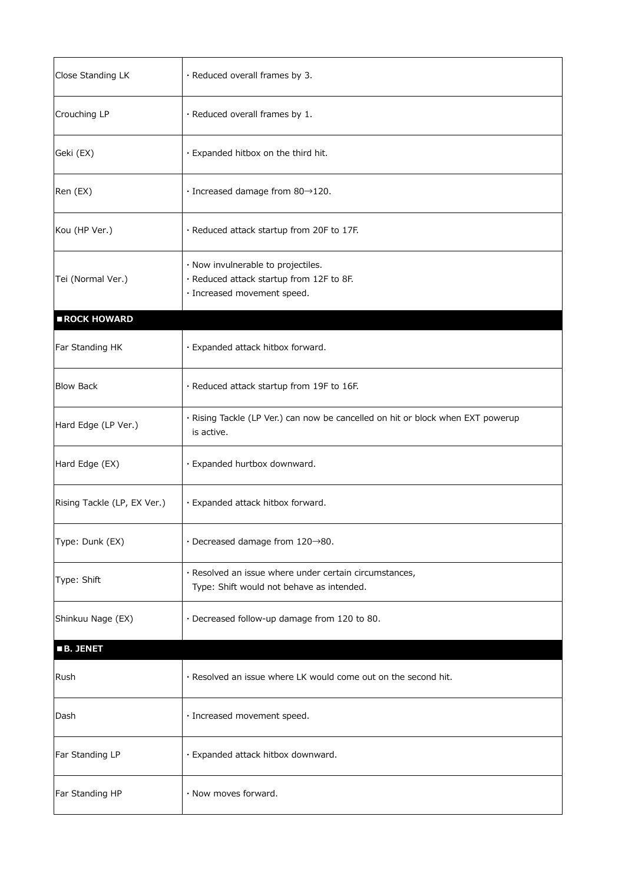| | |
|---|---|
| Close Standing LK | · Reduced overall frames by 3. |
| Crouching LP | · Reduced overall frames by 1. |
| Geki (EX) | · Expanded hitbox on the third hit. |
| Ren (EX) | · Increased damage from 80→120. |
| Kou (HP Ver.) | · Reduced attack startup from 20F to 17F. |
| Tei (Normal Ver.) | · Now invulnerable to projectiles.<br>· Reduced attack startup from 12F to 8F.<br>· Increased movement speed. |

**■ROCK HOWARD**

| | |
|---|---|
| Far Standing HK | · Expanded attack hitbox forward. |
| Blow Back | · Reduced attack startup from 19F to 16F. |
| Hard Edge (LP Ver.) | · Rising Tackle (LP Ver.) can now be cancelled on hit or block when EXT powerup is active. |
| Hard Edge (EX) | · Expanded hurtbox downward. |
| Rising Tackle (LP, EX Ver.) | · Expanded attack hitbox forward. |
| Type: Dunk (EX) | · Decreased damage from 120→80. |
| Type: Shift | · Resolved an issue where under certain circumstances, Type: Shift would not behave as intended. |
| Shinkuu Nage (EX) | · Decreased follow-up damage from 120 to 80. |

**■B. JENET**

| | |
|---|---|
| Rush | · Resolved an issue where LK would come out on the second hit. |
| Dash | · Increased movement speed. |
| Far Standing LP | · Expanded attack hitbox downward. |
| Far Standing HP | · Now moves forward. |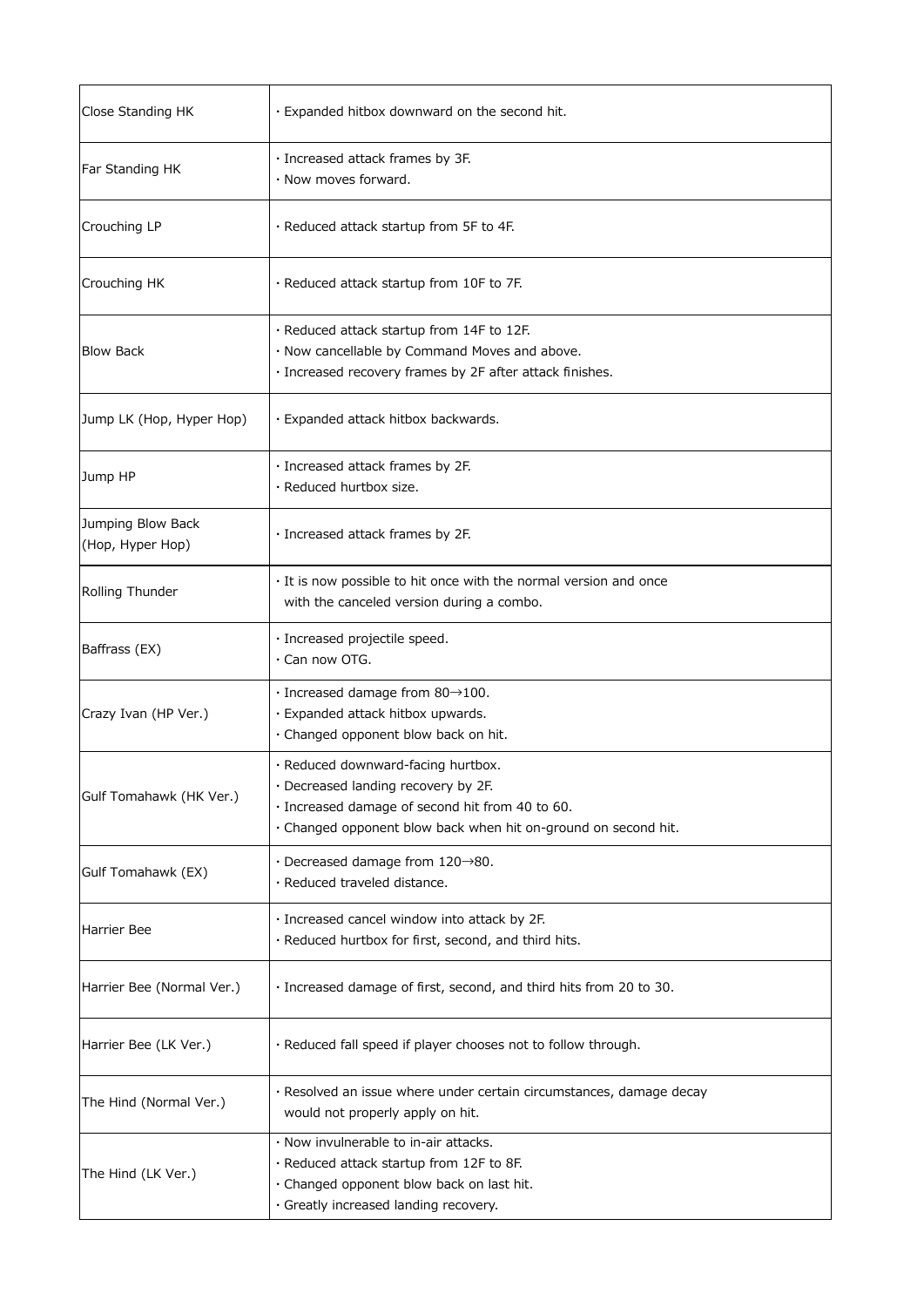| | |
|---|---|
| Close Standing HK | · Expanded hitbox downward on the second hit. |
| Far Standing HK | · Increased attack frames by 3F.<br>· Now moves forward. |
| Crouching LP | · Reduced attack startup from 5F to 4F. |
| Crouching HK | · Reduced attack startup from 10F to 7F. |
| Blow Back | · Reduced attack startup from 14F to 12F.<br>· Now cancellable by Command Moves and above.<br>· Increased recovery frames by 2F after attack finishes. |
| Jump LK (Hop, Hyper Hop) | · Expanded attack hitbox backwards. |
| Jump HP | · Increased attack frames by 2F.<br>· Reduced hurtbox size. |
| Jumping Blow Back (Hop, Hyper Hop) | · Increased attack frames by 2F. |
| Rolling Thunder | · It is now possible to hit once with the normal version and once with the canceled version during a combo. |
| Baffrass (EX) | · Increased projectile speed.<br>· Can now OTG. |
| Crazy Ivan (HP Ver.) | · Increased damage from 80→100.<br>· Expanded attack hitbox upwards.<br>· Changed opponent blow back on hit. |
| Gulf Tomahawk (HK Ver.) | · Reduced downward-facing hurtbox.<br>· Decreased landing recovery by 2F.<br>· Increased damage of second hit from 40 to 60.<br>· Changed opponent blow back when hit on-ground on second hit. |
| Gulf Tomahawk (EX) | · Decreased damage from 120→80.<br>· Reduced traveled distance. |
| Harrier Bee | · Increased cancel window into attack by 2F.<br>· Reduced hurtbox for first, second, and third hits. |
| Harrier Bee (Normal Ver.) | · Increased damage of first, second, and third hits from 20 to 30. |
| Harrier Bee (LK Ver.) | · Reduced fall speed if player chooses not to follow through. |
| The Hind (Normal Ver.) | · Resolved an issue where under certain circumstances, damage decay would not properly apply on hit. |
| The Hind (LK Ver.) | · Now invulnerable to in-air attacks.<br>· Reduced attack startup from 12F to 8F.<br>· Changed opponent blow back on last hit.<br>· Greatly increased landing recovery. |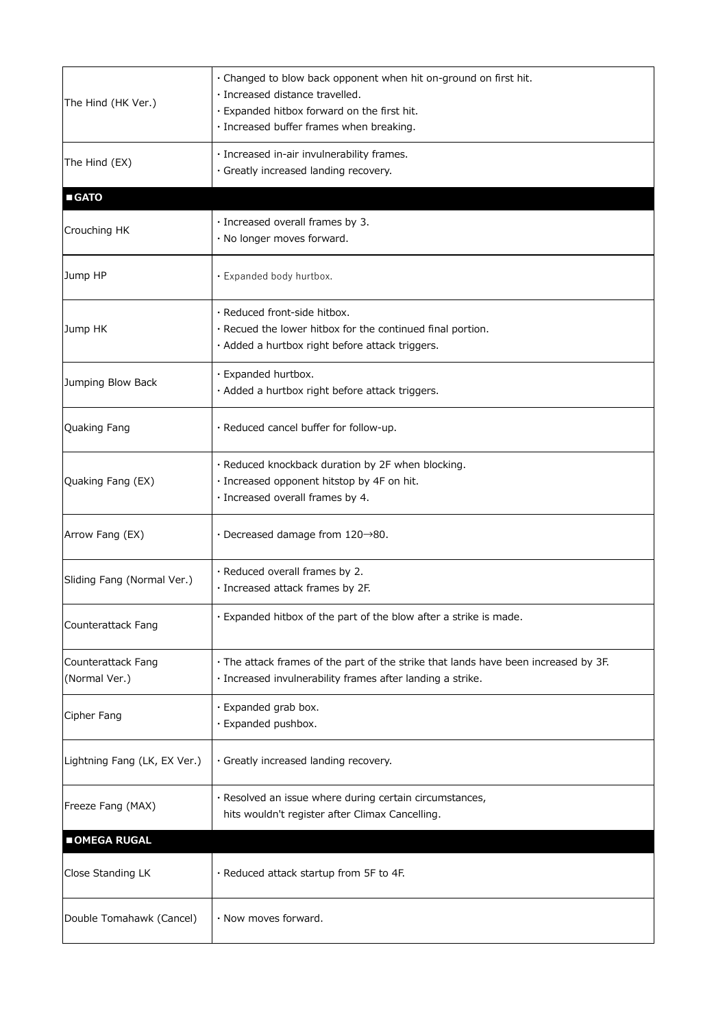| | |
|---|---|
| The Hind (HK Ver.) | · Changed to blow back opponent when hit on-ground on first hit.<br>· Increased distance travelled.<br>· Expanded hitbox forward on the first hit.<br>· Increased buffer frames when breaking. |
| The Hind (EX) | · Increased in-air invulnerability frames.<br>· Greatly increased landing recovery. |
| **■GATO** | |
| Crouching HK | · Increased overall frames by 3.<br>· No longer moves forward. |
| Jump HP | · Expanded body hurtbox. |
| Jump HK | · Reduced front-side hitbox.<br>· Recued the lower hitbox for the continued final portion.<br>· Added a hurtbox right before attack triggers. |
| Jumping Blow Back | · Expanded hurtbox.<br>· Added a hurtbox right before attack triggers. |
| Quaking Fang | · Reduced cancel buffer for follow-up. |
| Quaking Fang (EX) | · Reduced knockback duration by 2F when blocking.<br>· Increased opponent hitstop by 4F on hit.<br>· Increased overall frames by 4. |
| Arrow Fang (EX) | · Decreased damage from 120→80. |
| Sliding Fang (Normal Ver.) | · Reduced overall frames by 2.<br>· Increased attack frames by 2F. |
| Counterattack Fang | · Expanded hitbox of the part of the blow after a strike is made. |
| Counterattack Fang (Normal Ver.) | · The attack frames of the part of the strike that lands have been increased by 3F.<br>· Increased invulnerability frames after landing a strike. |
| Cipher Fang | · Expanded grab box.<br>· Expanded pushbox. |
| Lightning Fang (LK, EX Ver.) | · Greatly increased landing recovery. |
| Freeze Fang (MAX) | · Resolved an issue where during certain circumstances, hits wouldn't register after Climax Cancelling. |
| **■OMEGA RUGAL** | |
| Close Standing LK | · Reduced attack startup from 5F to 4F. |
| Double Tomahawk (Cancel) | · Now moves forward. |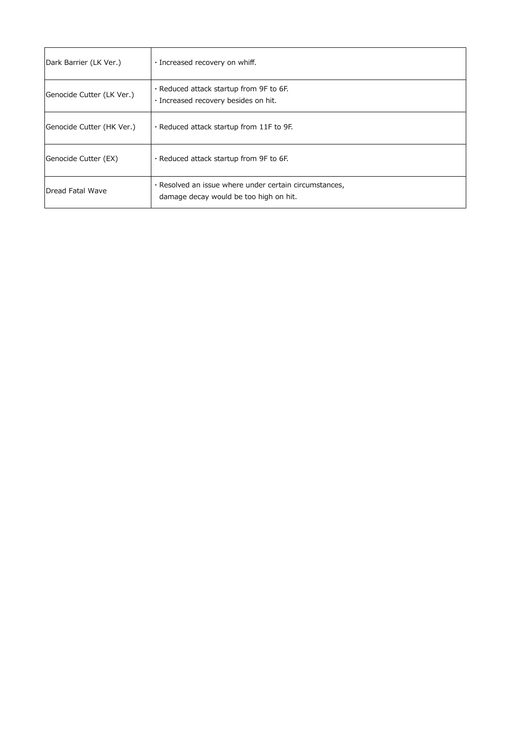| | |
|---|---|
| Dark Barrier (LK Ver.) | · Increased recovery on whiff. |
| Genocide Cutter (LK Ver.) | · Reduced attack startup from 9F to 6F.<br>· Increased recovery besides on hit. |
| Genocide Cutter (HK Ver.) | · Reduced attack startup from 11F to 9F. |
| Genocide Cutter (EX) | · Reduced attack startup from 9F to 6F. |
| Dread Fatal Wave | · Resolved an issue where under certain circumstances, damage decay would be too high on hit. |